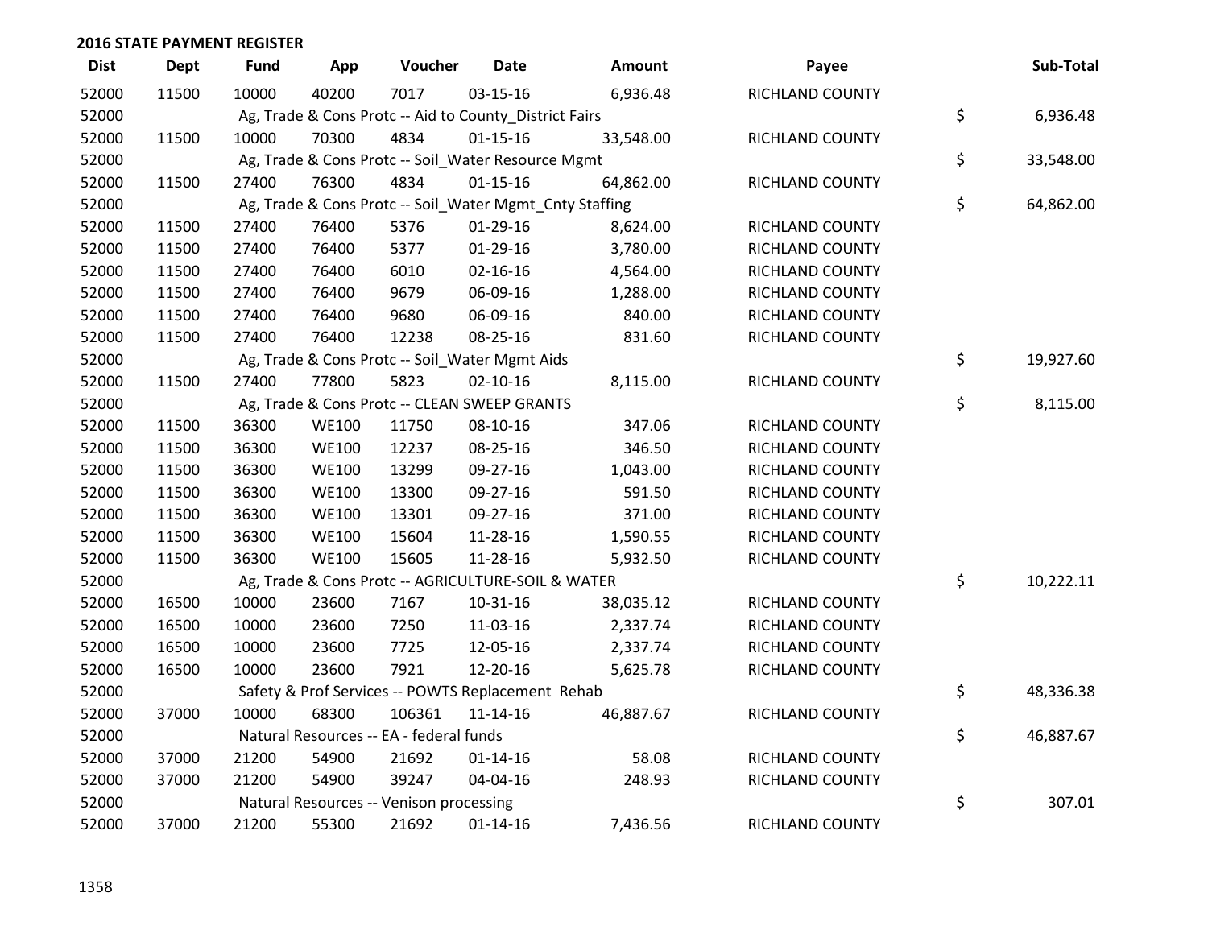## 2016 STATE PAYMENT REGISTER

| Dist | Dept | Fund | App | Voucher | Date | Amount | Payee | Sub-Total |
|---|---|---|---|---|---|---|---|---|
| 52000 | 11500 | 10000 | 40200 | 7017 | 03-15-16 | 6,936.48 | RICHLAND COUNTY | |
| 52000 | | Ag, Trade & Cons Protc -- Aid to County_District Fairs | | | | | | $ 6,936.48 |
| 52000 | 11500 | 10000 | 70300 | 4834 | 01-15-16 | 33,548.00 | RICHLAND COUNTY | |
| 52000 | | Ag, Trade & Cons Protc -- Soil_Water Resource Mgmt | | | | | | $ 33,548.00 |
| 52000 | 11500 | 27400 | 76300 | 4834 | 01-15-16 | 64,862.00 | RICHLAND COUNTY | |
| 52000 | | Ag, Trade & Cons Protc -- Soil_Water Mgmt_Cnty Staffing | | | | | | $ 64,862.00 |
| 52000 | 11500 | 27400 | 76400 | 5376 | 01-29-16 | 8,624.00 | RICHLAND COUNTY | |
| 52000 | 11500 | 27400 | 76400 | 5377 | 01-29-16 | 3,780.00 | RICHLAND COUNTY | |
| 52000 | 11500 | 27400 | 76400 | 6010 | 02-16-16 | 4,564.00 | RICHLAND COUNTY | |
| 52000 | 11500 | 27400 | 76400 | 9679 | 06-09-16 | 1,288.00 | RICHLAND COUNTY | |
| 52000 | 11500 | 27400 | 76400 | 9680 | 06-09-16 | 840.00 | RICHLAND COUNTY | |
| 52000 | 11500 | 27400 | 76400 | 12238 | 08-25-16 | 831.60 | RICHLAND COUNTY | |
| 52000 | | Ag, Trade & Cons Protc -- Soil_Water Mgmt Aids | | | | | | $ 19,927.60 |
| 52000 | 11500 | 27400 | 77800 | 5823 | 02-10-16 | 8,115.00 | RICHLAND COUNTY | |
| 52000 | | Ag, Trade & Cons Protc -- CLEAN SWEEP GRANTS | | | | | | $ 8,115.00 |
| 52000 | 11500 | 36300 | WE100 | 11750 | 08-10-16 | 347.06 | RICHLAND COUNTY | |
| 52000 | 11500 | 36300 | WE100 | 12237 | 08-25-16 | 346.50 | RICHLAND COUNTY | |
| 52000 | 11500 | 36300 | WE100 | 13299 | 09-27-16 | 1,043.00 | RICHLAND COUNTY | |
| 52000 | 11500 | 36300 | WE100 | 13300 | 09-27-16 | 591.50 | RICHLAND COUNTY | |
| 52000 | 11500 | 36300 | WE100 | 13301 | 09-27-16 | 371.00 | RICHLAND COUNTY | |
| 52000 | 11500 | 36300 | WE100 | 15604 | 11-28-16 | 1,590.55 | RICHLAND COUNTY | |
| 52000 | 11500 | 36300 | WE100 | 15605 | 11-28-16 | 5,932.50 | RICHLAND COUNTY | |
| 52000 | | Ag, Trade & Cons Protc -- AGRICULTURE-SOIL & WATER | | | | | | $ 10,222.11 |
| 52000 | 16500 | 10000 | 23600 | 7167 | 10-31-16 | 38,035.12 | RICHLAND COUNTY | |
| 52000 | 16500 | 10000 | 23600 | 7250 | 11-03-16 | 2,337.74 | RICHLAND COUNTY | |
| 52000 | 16500 | 10000 | 23600 | 7725 | 12-05-16 | 2,337.74 | RICHLAND COUNTY | |
| 52000 | 16500 | 10000 | 23600 | 7921 | 12-20-16 | 5,625.78 | RICHLAND COUNTY | |
| 52000 | | Safety & Prof Services -- POWTS Replacement Rehab | | | | | | $ 48,336.38 |
| 52000 | 37000 | 10000 | 68300 | 106361 | 11-14-16 | 46,887.67 | RICHLAND COUNTY | |
| 52000 | | Natural Resources -- EA - federal funds | | | | | | $ 46,887.67 |
| 52000 | 37000 | 21200 | 54900 | 21692 | 01-14-16 | 58.08 | RICHLAND COUNTY | |
| 52000 | 37000 | 21200 | 54900 | 39247 | 04-04-16 | 248.93 | RICHLAND COUNTY | |
| 52000 | | Natural Resources -- Venison processing | | | | | | $ 307.01 |
| 52000 | 37000 | 21200 | 55300 | 21692 | 01-14-16 | 7,436.56 | RICHLAND COUNTY | |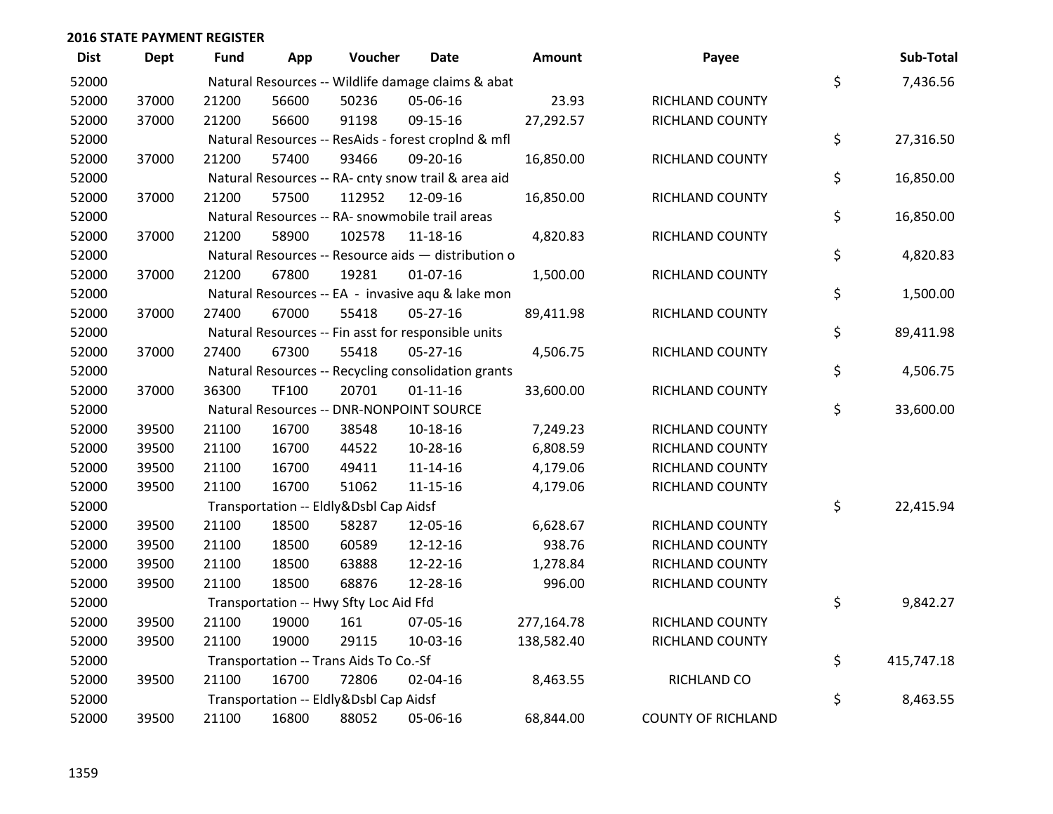## 2016 STATE PAYMENT REGISTER

| Dist | Dept | Fund | App | Voucher | Date | Amount | Payee | | Sub-Total |
|---|---|---|---|---|---|---|---|---|---|
| 52000 | | Natural Resources -- Wildlife damage claims & abat | | | | | | $ | 7,436.56 |
| 52000 | 37000 | 21200 | 56600 | 50236 | 05-06-16 | 23.93 | RICHLAND COUNTY | | |
| 52000 | 37000 | 21200 | 56600 | 91198 | 09-15-16 | 27,292.57 | RICHLAND COUNTY | | |
| 52000 | | Natural Resources -- ResAids - forest croplnd & mfl | | | | | | $ | 27,316.50 |
| 52000 | 37000 | 21200 | 57400 | 93466 | 09-20-16 | 16,850.00 | RICHLAND COUNTY | | |
| 52000 | | Natural Resources -- RA- cnty snow trail & area aid | | | | | | $ | 16,850.00 |
| 52000 | 37000 | 21200 | 57500 | 112952 | 12-09-16 | 16,850.00 | RICHLAND COUNTY | | |
| 52000 | | Natural Resources -- RA- snowmobile trail areas | | | | | | $ | 16,850.00 |
| 52000 | 37000 | 21200 | 58900 | 102578 | 11-18-16 | 4,820.83 | RICHLAND COUNTY | | |
| 52000 | | Natural Resources -- Resource aids — distribution o | | | | | | $ | 4,820.83 |
| 52000 | 37000 | 21200 | 67800 | 19281 | 01-07-16 | 1,500.00 | RICHLAND COUNTY | | |
| 52000 | | Natural Resources -- EA - invasive aqu & lake mon | | | | | | $ | 1,500.00 |
| 52000 | 37000 | 27400 | 67000 | 55418 | 05-27-16 | 89,411.98 | RICHLAND COUNTY | | |
| 52000 | | Natural Resources -- Fin asst for responsible units | | | | | | $ | 89,411.98 |
| 52000 | 37000 | 27400 | 67300 | 55418 | 05-27-16 | 4,506.75 | RICHLAND COUNTY | | |
| 52000 | | Natural Resources -- Recycling consolidation grants | | | | | | $ | 4,506.75 |
| 52000 | 37000 | 36300 | TF100 | 20701 | 01-11-16 | 33,600.00 | RICHLAND COUNTY | | |
| 52000 | | Natural Resources -- DNR-NONPOINT SOURCE | | | | | | $ | 33,600.00 |
| 52000 | 39500 | 21100 | 16700 | 38548 | 10-18-16 | 7,249.23 | RICHLAND COUNTY | | |
| 52000 | 39500 | 21100 | 16700 | 44522 | 10-28-16 | 6,808.59 | RICHLAND COUNTY | | |
| 52000 | 39500 | 21100 | 16700 | 49411 | 11-14-16 | 4,179.06 | RICHLAND COUNTY | | |
| 52000 | 39500 | 21100 | 16700 | 51062 | 11-15-16 | 4,179.06 | RICHLAND COUNTY | | |
| 52000 | | Transportation -- Eldly&Dsbl Cap Aidsf | | | | | | $ | 22,415.94 |
| 52000 | 39500 | 21100 | 18500 | 58287 | 12-05-16 | 6,628.67 | RICHLAND COUNTY | | |
| 52000 | 39500 | 21100 | 18500 | 60589 | 12-12-16 | 938.76 | RICHLAND COUNTY | | |
| 52000 | 39500 | 21100 | 18500 | 63888 | 12-22-16 | 1,278.84 | RICHLAND COUNTY | | |
| 52000 | 39500 | 21100 | 18500 | 68876 | 12-28-16 | 996.00 | RICHLAND COUNTY | | |
| 52000 | | Transportation -- Hwy Sfty Loc Aid Ffd | | | | | | $ | 9,842.27 |
| 52000 | 39500 | 21100 | 19000 | 161 | 07-05-16 | 277,164.78 | RICHLAND COUNTY | | |
| 52000 | 39500 | 21100 | 19000 | 29115 | 10-03-16 | 138,582.40 | RICHLAND COUNTY | | |
| 52000 | | Transportation -- Trans Aids To Co.-Sf | | | | | | $ | 415,747.18 |
| 52000 | 39500 | 21100 | 16700 | 72806 | 02-04-16 | 8,463.55 | RICHLAND CO | | |
| 52000 | | Transportation -- Eldly&Dsbl Cap Aidsf | | | | | | $ | 8,463.55 |
| 52000 | 39500 | 21100 | 16800 | 88052 | 05-06-16 | 68,844.00 | COUNTY OF RICHLAND | | |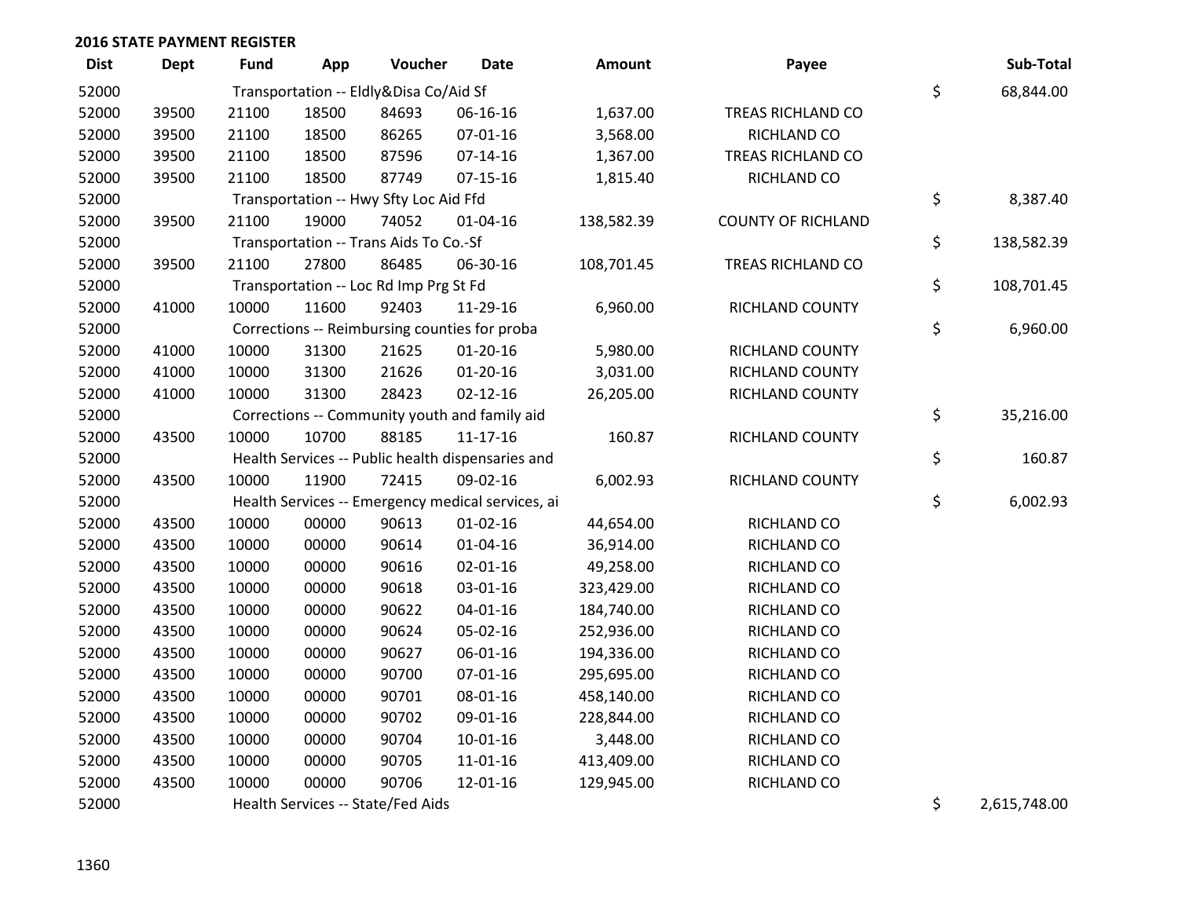## 2016 STATE PAYMENT REGISTER

| Dist | Dept | Fund | App | Voucher | Date | Amount | Payee | | Sub-Total |
|---|---|---|---|---|---|---|---|---|---|
| 52000 | | Transportation -- Eldly&Disa Co/Aid Sf | | | | | | $ | 68,844.00 |
| 52000 | 39500 | 21100 | 18500 | 84693 | 06-16-16 | 1,637.00 | TREAS RICHLAND CO | | |
| 52000 | 39500 | 21100 | 18500 | 86265 | 07-01-16 | 3,568.00 | RICHLAND CO | | |
| 52000 | 39500 | 21100 | 18500 | 87596 | 07-14-16 | 1,367.00 | TREAS RICHLAND CO | | |
| 52000 | 39500 | 21100 | 18500 | 87749 | 07-15-16 | 1,815.40 | RICHLAND CO | | |
| 52000 | | Transportation -- Hwy Sfty Loc Aid Ffd | | | | | | $ | 8,387.40 |
| 52000 | 39500 | 21100 | 19000 | 74052 | 01-04-16 | 138,582.39 | COUNTY OF RICHLAND | | |
| 52000 | | Transportation -- Trans Aids To Co.-Sf | | | | | | $ | 138,582.39 |
| 52000 | 39500 | 21100 | 27800 | 86485 | 06-30-16 | 108,701.45 | TREAS RICHLAND CO | | |
| 52000 | | Transportation -- Loc Rd Imp Prg St Fd | | | | | | $ | 108,701.45 |
| 52000 | 41000 | 10000 | 11600 | 92403 | 11-29-16 | 6,960.00 | RICHLAND COUNTY | | |
| 52000 | | Corrections -- Reimbursing counties for proba | | | | | | $ | 6,960.00 |
| 52000 | 41000 | 10000 | 31300 | 21625 | 01-20-16 | 5,980.00 | RICHLAND COUNTY | | |
| 52000 | 41000 | 10000 | 31300 | 21626 | 01-20-16 | 3,031.00 | RICHLAND COUNTY | | |
| 52000 | 41000 | 10000 | 31300 | 28423 | 02-12-16 | 26,205.00 | RICHLAND COUNTY | | |
| 52000 | | Corrections -- Community youth and family aid | | | | | | $ | 35,216.00 |
| 52000 | 43500 | 10000 | 10700 | 88185 | 11-17-16 | 160.87 | RICHLAND COUNTY | | |
| 52000 | | Health Services -- Public health dispensaries and | | | | | | $ | 160.87 |
| 52000 | 43500 | 10000 | 11900 | 72415 | 09-02-16 | 6,002.93 | RICHLAND COUNTY | | |
| 52000 | | Health Services -- Emergency medical services, ai | | | | | | $ | 6,002.93 |
| 52000 | 43500 | 10000 | 00000 | 90613 | 01-02-16 | 44,654.00 | RICHLAND CO | | |
| 52000 | 43500 | 10000 | 00000 | 90614 | 01-04-16 | 36,914.00 | RICHLAND CO | | |
| 52000 | 43500 | 10000 | 00000 | 90616 | 02-01-16 | 49,258.00 | RICHLAND CO | | |
| 52000 | 43500 | 10000 | 00000 | 90618 | 03-01-16 | 323,429.00 | RICHLAND CO | | |
| 52000 | 43500 | 10000 | 00000 | 90622 | 04-01-16 | 184,740.00 | RICHLAND CO | | |
| 52000 | 43500 | 10000 | 00000 | 90624 | 05-02-16 | 252,936.00 | RICHLAND CO | | |
| 52000 | 43500 | 10000 | 00000 | 90627 | 06-01-16 | 194,336.00 | RICHLAND CO | | |
| 52000 | 43500 | 10000 | 00000 | 90700 | 07-01-16 | 295,695.00 | RICHLAND CO | | |
| 52000 | 43500 | 10000 | 00000 | 90701 | 08-01-16 | 458,140.00 | RICHLAND CO | | |
| 52000 | 43500 | 10000 | 00000 | 90702 | 09-01-16 | 228,844.00 | RICHLAND CO | | |
| 52000 | 43500 | 10000 | 00000 | 90704 | 10-01-16 | 3,448.00 | RICHLAND CO | | |
| 52000 | 43500 | 10000 | 00000 | 90705 | 11-01-16 | 413,409.00 | RICHLAND CO | | |
| 52000 | 43500 | 10000 | 00000 | 90706 | 12-01-16 | 129,945.00 | RICHLAND CO | | |
| 52000 | | Health Services -- State/Fed Aids | | | | | | $ | 2,615,748.00 |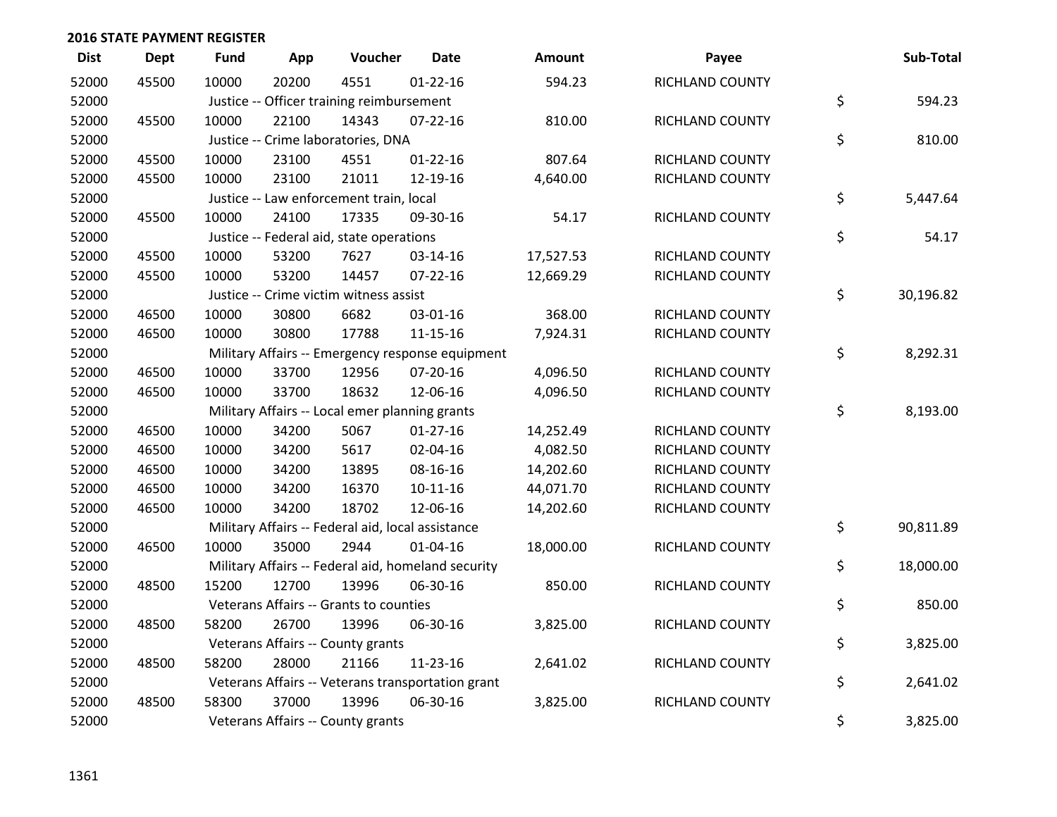## 2016 STATE PAYMENT REGISTER

| Dist | Dept | Fund | App | Voucher | Date | Amount | Payee | Sub-Total |
|---|---|---|---|---|---|---|---|---|
| 52000 | 45500 | 10000 | 20200 | 4551 | 01-22-16 | 594.23 | RICHLAND COUNTY | |
| 52000 | | Justice -- Officer training reimbursement | | | | | | $ 594.23 |
| 52000 | 45500 | 10000 | 22100 | 14343 | 07-22-16 | 810.00 | RICHLAND COUNTY | |
| 52000 | | Justice -- Crime laboratories, DNA | | | | | | $ 810.00 |
| 52000 | 45500 | 10000 | 23100 | 4551 | 01-22-16 | 807.64 | RICHLAND COUNTY | |
| 52000 | 45500 | 10000 | 23100 | 21011 | 12-19-16 | 4,640.00 | RICHLAND COUNTY | |
| 52000 | | Justice -- Law enforcement train, local | | | | | | $ 5,447.64 |
| 52000 | 45500 | 10000 | 24100 | 17335 | 09-30-16 | 54.17 | RICHLAND COUNTY | |
| 52000 | | Justice -- Federal aid, state operations | | | | | | $ 54.17 |
| 52000 | 45500 | 10000 | 53200 | 7627 | 03-14-16 | 17,527.53 | RICHLAND COUNTY | |
| 52000 | 45500 | 10000 | 53200 | 14457 | 07-22-16 | 12,669.29 | RICHLAND COUNTY | |
| 52000 | | Justice -- Crime victim witness assist | | | | | | $ 30,196.82 |
| 52000 | 46500 | 10000 | 30800 | 6682 | 03-01-16 | 368.00 | RICHLAND COUNTY | |
| 52000 | 46500 | 10000 | 30800 | 17788 | 11-15-16 | 7,924.31 | RICHLAND COUNTY | |
| 52000 | | Military Affairs -- Emergency response equipment | | | | | | $ 8,292.31 |
| 52000 | 46500 | 10000 | 33700 | 12956 | 07-20-16 | 4,096.50 | RICHLAND COUNTY | |
| 52000 | 46500 | 10000 | 33700 | 18632 | 12-06-16 | 4,096.50 | RICHLAND COUNTY | |
| 52000 | | Military Affairs -- Local emer planning grants | | | | | | $ 8,193.00 |
| 52000 | 46500 | 10000 | 34200 | 5067 | 01-27-16 | 14,252.49 | RICHLAND COUNTY | |
| 52000 | 46500 | 10000 | 34200 | 5617 | 02-04-16 | 4,082.50 | RICHLAND COUNTY | |
| 52000 | 46500 | 10000 | 34200 | 13895 | 08-16-16 | 14,202.60 | RICHLAND COUNTY | |
| 52000 | 46500 | 10000 | 34200 | 16370 | 10-11-16 | 44,071.70 | RICHLAND COUNTY | |
| 52000 | 46500 | 10000 | 34200 | 18702 | 12-06-16 | 14,202.60 | RICHLAND COUNTY | |
| 52000 | | Military Affairs -- Federal aid, local assistance | | | | | | $ 90,811.89 |
| 52000 | 46500 | 10000 | 35000 | 2944 | 01-04-16 | 18,000.00 | RICHLAND COUNTY | |
| 52000 | | Military Affairs -- Federal aid, homeland security | | | | | | $ 18,000.00 |
| 52000 | 48500 | 15200 | 12700 | 13996 | 06-30-16 | 850.00 | RICHLAND COUNTY | |
| 52000 | | Veterans Affairs -- Grants to counties | | | | | | $ 850.00 |
| 52000 | 48500 | 58200 | 26700 | 13996 | 06-30-16 | 3,825.00 | RICHLAND COUNTY | |
| 52000 | | Veterans Affairs -- County grants | | | | | | $ 3,825.00 |
| 52000 | 48500 | 58200 | 28000 | 21166 | 11-23-16 | 2,641.02 | RICHLAND COUNTY | |
| 52000 | | Veterans Affairs -- Veterans transportation grant | | | | | | $ 2,641.02 |
| 52000 | 48500 | 58300 | 37000 | 13996 | 06-30-16 | 3,825.00 | RICHLAND COUNTY | |
| 52000 | | Veterans Affairs -- County grants | | | | | | $ 3,825.00 |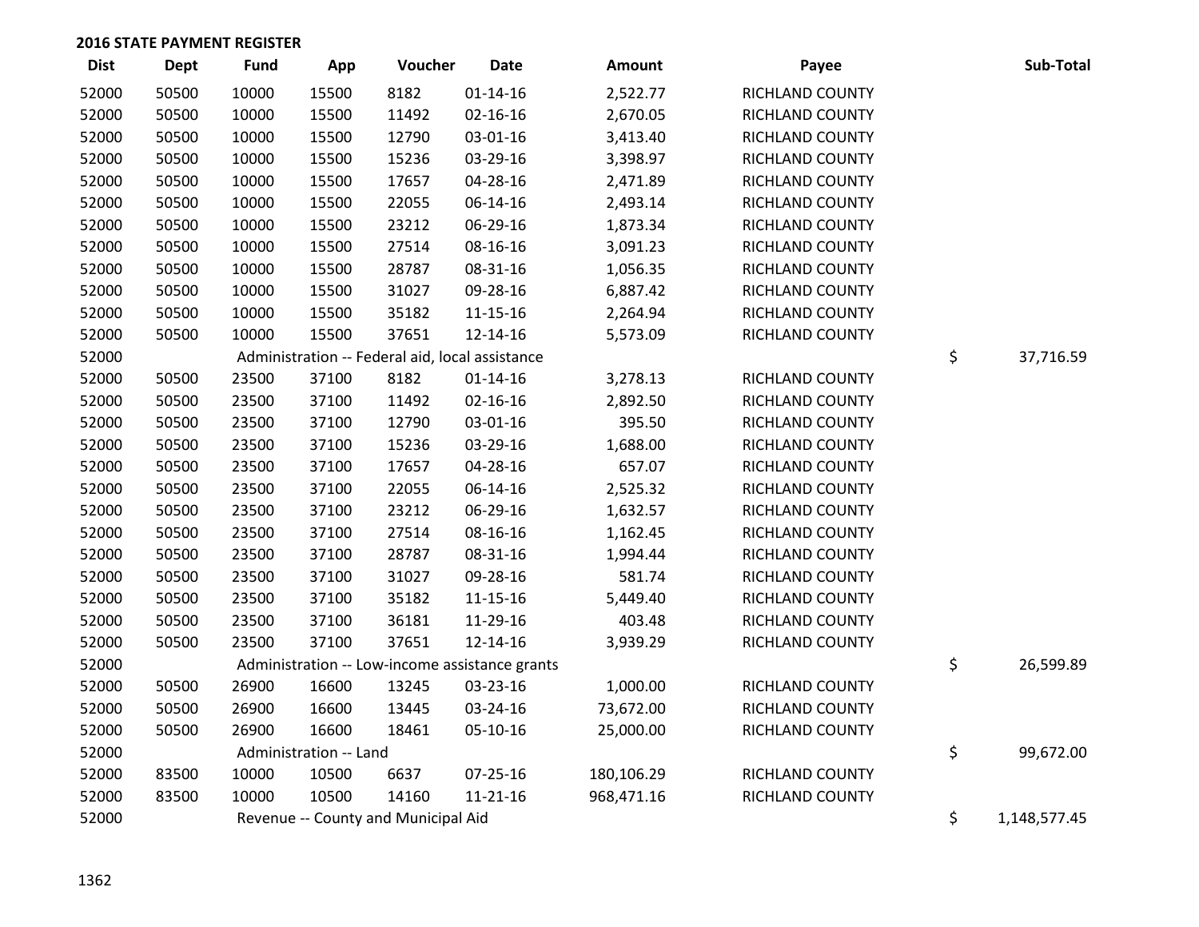## 2016 STATE PAYMENT REGISTER

| Dist | Dept | Fund | App | Voucher | Date | Amount | Payee | Sub-Total |
|---|---|---|---|---|---|---|---|---|
| 52000 | 50500 | 10000 | 15500 | 8182 | 01-14-16 | 2,522.77 | RICHLAND COUNTY | |
| 52000 | 50500 | 10000 | 15500 | 11492 | 02-16-16 | 2,670.05 | RICHLAND COUNTY | |
| 52000 | 50500 | 10000 | 15500 | 12790 | 03-01-16 | 3,413.40 | RICHLAND COUNTY | |
| 52000 | 50500 | 10000 | 15500 | 15236 | 03-29-16 | 3,398.97 | RICHLAND COUNTY | |
| 52000 | 50500 | 10000 | 15500 | 17657 | 04-28-16 | 2,471.89 | RICHLAND COUNTY | |
| 52000 | 50500 | 10000 | 15500 | 22055 | 06-14-16 | 2,493.14 | RICHLAND COUNTY | |
| 52000 | 50500 | 10000 | 15500 | 23212 | 06-29-16 | 1,873.34 | RICHLAND COUNTY | |
| 52000 | 50500 | 10000 | 15500 | 27514 | 08-16-16 | 3,091.23 | RICHLAND COUNTY | |
| 52000 | 50500 | 10000 | 15500 | 28787 | 08-31-16 | 1,056.35 | RICHLAND COUNTY | |
| 52000 | 50500 | 10000 | 15500 | 31027 | 09-28-16 | 6,887.42 | RICHLAND COUNTY | |
| 52000 | 50500 | 10000 | 15500 | 35182 | 11-15-16 | 2,264.94 | RICHLAND COUNTY | |
| 52000 | 50500 | 10000 | 15500 | 37651 | 12-14-16 | 5,573.09 | RICHLAND COUNTY | |
| 52000 | | Administration -- Federal aid, local assistance | | | | | | $ 37,716.59 |
| 52000 | 50500 | 23500 | 37100 | 8182 | 01-14-16 | 3,278.13 | RICHLAND COUNTY | |
| 52000 | 50500 | 23500 | 37100 | 11492 | 02-16-16 | 2,892.50 | RICHLAND COUNTY | |
| 52000 | 50500 | 23500 | 37100 | 12790 | 03-01-16 | 395.50 | RICHLAND COUNTY | |
| 52000 | 50500 | 23500 | 37100 | 15236 | 03-29-16 | 1,688.00 | RICHLAND COUNTY | |
| 52000 | 50500 | 23500 | 37100 | 17657 | 04-28-16 | 657.07 | RICHLAND COUNTY | |
| 52000 | 50500 | 23500 | 37100 | 22055 | 06-14-16 | 2,525.32 | RICHLAND COUNTY | |
| 52000 | 50500 | 23500 | 37100 | 23212 | 06-29-16 | 1,632.57 | RICHLAND COUNTY | |
| 52000 | 50500 | 23500 | 37100 | 27514 | 08-16-16 | 1,162.45 | RICHLAND COUNTY | |
| 52000 | 50500 | 23500 | 37100 | 28787 | 08-31-16 | 1,994.44 | RICHLAND COUNTY | |
| 52000 | 50500 | 23500 | 37100 | 31027 | 09-28-16 | 581.74 | RICHLAND COUNTY | |
| 52000 | 50500 | 23500 | 37100 | 35182 | 11-15-16 | 5,449.40 | RICHLAND COUNTY | |
| 52000 | 50500 | 23500 | 37100 | 36181 | 11-29-16 | 403.48 | RICHLAND COUNTY | |
| 52000 | 50500 | 23500 | 37100 | 37651 | 12-14-16 | 3,939.29 | RICHLAND COUNTY | |
| 52000 | | Administration -- Low-income assistance grants | | | | | | $ 26,599.89 |
| 52000 | 50500 | 26900 | 16600 | 13245 | 03-23-16 | 1,000.00 | RICHLAND COUNTY | |
| 52000 | 50500 | 26900 | 16600 | 13445 | 03-24-16 | 73,672.00 | RICHLAND COUNTY | |
| 52000 | 50500 | 26900 | 16600 | 18461 | 05-10-16 | 25,000.00 | RICHLAND COUNTY | |
| 52000 | | Administration -- Land | | | | | | $ 99,672.00 |
| 52000 | 83500 | 10000 | 10500 | 6637 | 07-25-16 | 180,106.29 | RICHLAND COUNTY | |
| 52000 | 83500 | 10000 | 10500 | 14160 | 11-21-16 | 968,471.16 | RICHLAND COUNTY | |
| 52000 | | Revenue -- County and Municipal Aid | | | | | | $ 1,148,577.45 |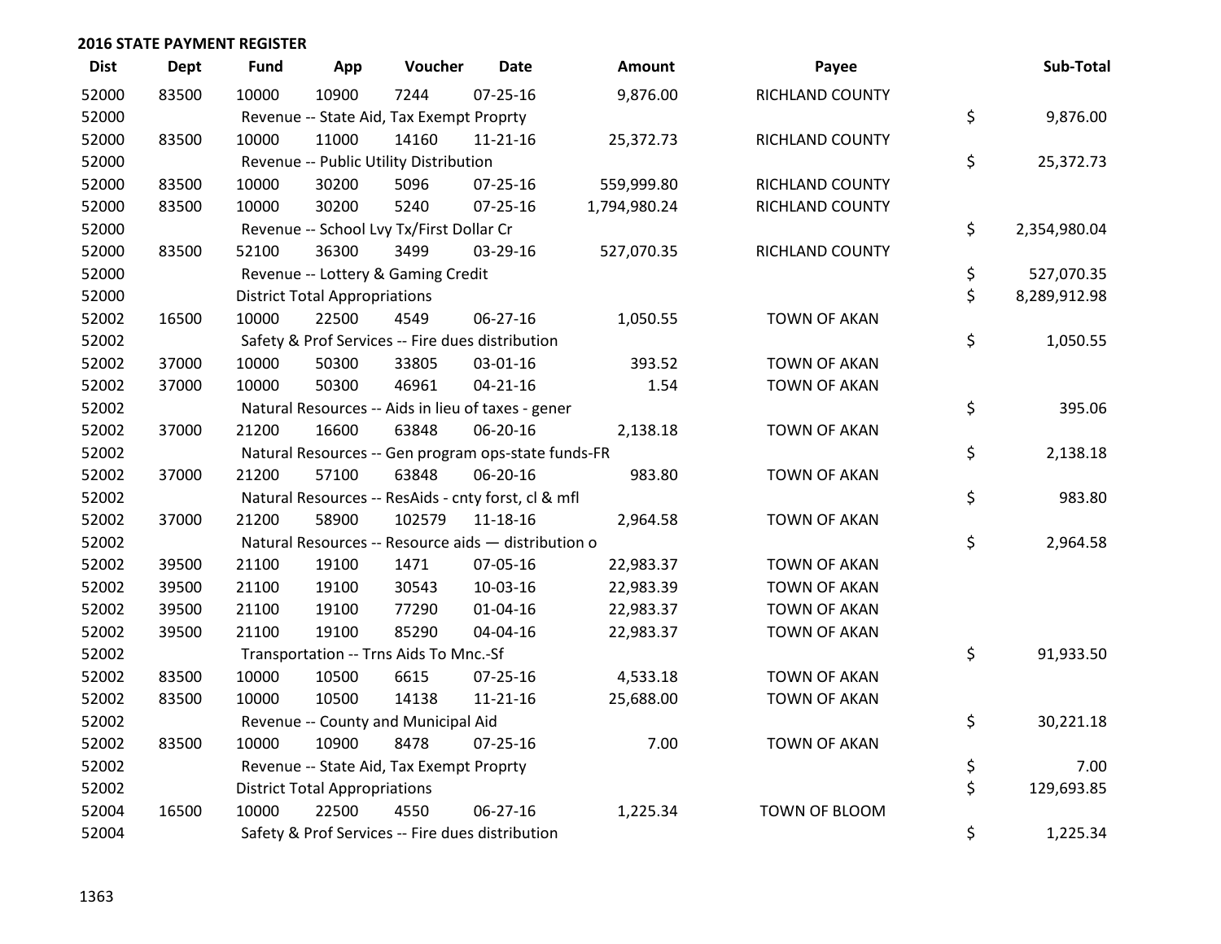## 2016 STATE PAYMENT REGISTER

| Dist | Dept | Fund | App | Voucher | Date | Amount | Payee | Sub-Total |
|---|---|---|---|---|---|---|---|---|
| 52000 | 83500 | 10000 | 10900 | 7244 | 07-25-16 | 9,876.00 | RICHLAND COUNTY | |
| 52000 | | Revenue -- State Aid, Tax Exempt Proprty | | | | | | $ 9,876.00 |
| 52000 | 83500 | 10000 | 11000 | 14160 | 11-21-16 | 25,372.73 | RICHLAND COUNTY | |
| 52000 | | Revenue -- Public Utility Distribution | | | | | | $ 25,372.73 |
| 52000 | 83500 | 10000 | 30200 | 5096 | 07-25-16 | 559,999.80 | RICHLAND COUNTY | |
| 52000 | 83500 | 10000 | 30200 | 5240 | 07-25-16 | 1,794,980.24 | RICHLAND COUNTY | |
| 52000 | | Revenue -- School Lvy Tx/First Dollar Cr | | | | | | $ 2,354,980.04 |
| 52000 | 83500 | 52100 | 36300 | 3499 | 03-29-16 | 527,070.35 | RICHLAND COUNTY | |
| 52000 | | Revenue -- Lottery & Gaming Credit | | | | | | $ 527,070.35 |
| 52000 | | District Total Appropriations | | | | | | $ 8,289,912.98 |
| 52002 | 16500 | 10000 | 22500 | 4549 | 06-27-16 | 1,050.55 | TOWN OF AKAN | |
| 52002 | | Safety & Prof Services -- Fire dues distribution | | | | | | $ 1,050.55 |
| 52002 | 37000 | 10000 | 50300 | 33805 | 03-01-16 | 393.52 | TOWN OF AKAN | |
| 52002 | 37000 | 10000 | 50300 | 46961 | 04-21-16 | 1.54 | TOWN OF AKAN | |
| 52002 | | Natural Resources -- Aids in lieu of taxes - gener | | | | | | $ 395.06 |
| 52002 | 37000 | 21200 | 16600 | 63848 | 06-20-16 | 2,138.18 | TOWN OF AKAN | |
| 52002 | | Natural Resources -- Gen program ops-state funds-FR | | | | | | $ 2,138.18 |
| 52002 | 37000 | 21200 | 57100 | 63848 | 06-20-16 | 983.80 | TOWN OF AKAN | |
| 52002 | | Natural Resources -- ResAids - cnty forst, cl & mfl | | | | | | $ 983.80 |
| 52002 | 37000 | 21200 | 58900 | 102579 | 11-18-16 | 2,964.58 | TOWN OF AKAN | |
| 52002 | | Natural Resources -- Resource aids — distribution o | | | | | | $ 2,964.58 |
| 52002 | 39500 | 21100 | 19100 | 1471 | 07-05-16 | 22,983.37 | TOWN OF AKAN | |
| 52002 | 39500 | 21100 | 19100 | 30543 | 10-03-16 | 22,983.39 | TOWN OF AKAN | |
| 52002 | 39500 | 21100 | 19100 | 77290 | 01-04-16 | 22,983.37 | TOWN OF AKAN | |
| 52002 | 39500 | 21100 | 19100 | 85290 | 04-04-16 | 22,983.37 | TOWN OF AKAN | |
| 52002 | | Transportation -- Trns Aids To Mnc.-Sf | | | | | | $ 91,933.50 |
| 52002 | 83500 | 10000 | 10500 | 6615 | 07-25-16 | 4,533.18 | TOWN OF AKAN | |
| 52002 | 83500 | 10000 | 10500 | 14138 | 11-21-16 | 25,688.00 | TOWN OF AKAN | |
| 52002 | | Revenue -- County and Municipal Aid | | | | | | $ 30,221.18 |
| 52002 | 83500 | 10000 | 10900 | 8478 | 07-25-16 | 7.00 | TOWN OF AKAN | |
| 52002 | | Revenue -- State Aid, Tax Exempt Proprty | | | | | | $ 7.00 |
| 52002 | | District Total Appropriations | | | | | | $ 129,693.85 |
| 52004 | 16500 | 10000 | 22500 | 4550 | 06-27-16 | 1,225.34 | TOWN OF BLOOM | |
| 52004 | | Safety & Prof Services -- Fire dues distribution | | | | | | $ 1,225.34 |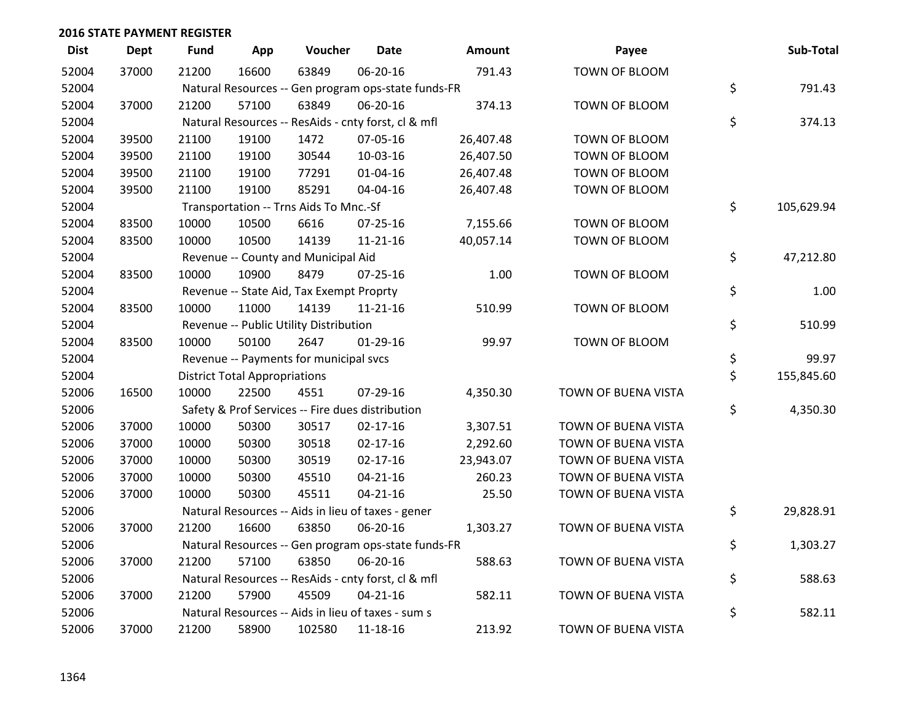## 2016 STATE PAYMENT REGISTER

| Dist | Dept | Fund | App | Voucher | Date | Amount | Payee | Sub-Total |
|---|---|---|---|---|---|---|---|---|
| 52004 | 37000 | 21200 | 16600 | 63849 | 06-20-16 | 791.43 | TOWN OF BLOOM | |
| 52004 | | Natural Resources -- Gen program ops-state funds-FR | | | | | | $ 791.43 |
| 52004 | 37000 | 21200 | 57100 | 63849 | 06-20-16 | 374.13 | TOWN OF BLOOM | |
| 52004 | | Natural Resources -- ResAids - cnty forst, cl & mfl | | | | | | $ 374.13 |
| 52004 | 39500 | 21100 | 19100 | 1472 | 07-05-16 | 26,407.48 | TOWN OF BLOOM | |
| 52004 | 39500 | 21100 | 19100 | 30544 | 10-03-16 | 26,407.50 | TOWN OF BLOOM | |
| 52004 | 39500 | 21100 | 19100 | 77291 | 01-04-16 | 26,407.48 | TOWN OF BLOOM | |
| 52004 | 39500 | 21100 | 19100 | 85291 | 04-04-16 | 26,407.48 | TOWN OF BLOOM | |
| 52004 | | Transportation -- Trns Aids To Mnc.-Sf | | | | | | $ 105,629.94 |
| 52004 | 83500 | 10000 | 10500 | 6616 | 07-25-16 | 7,155.66 | TOWN OF BLOOM | |
| 52004 | 83500 | 10000 | 10500 | 14139 | 11-21-16 | 40,057.14 | TOWN OF BLOOM | |
| 52004 | | Revenue -- County and Municipal Aid | | | | | | $ 47,212.80 |
| 52004 | 83500 | 10000 | 10900 | 8479 | 07-25-16 | 1.00 | TOWN OF BLOOM | |
| 52004 | | Revenue -- State Aid, Tax Exempt Proprty | | | | | | $ 1.00 |
| 52004 | 83500 | 10000 | 11000 | 14139 | 11-21-16 | 510.99 | TOWN OF BLOOM | |
| 52004 | | Revenue -- Public Utility Distribution | | | | | | $ 510.99 |
| 52004 | 83500 | 10000 | 50100 | 2647 | 01-29-16 | 99.97 | TOWN OF BLOOM | |
| 52004 | | Revenue -- Payments for municipal svcs | | | | | | $ 99.97 |
| 52004 | | District Total Appropriations | | | | | | $ 155,845.60 |
| 52006 | 16500 | 10000 | 22500 | 4551 | 07-29-16 | 4,350.30 | TOWN OF BUENA VISTA | |
| 52006 | | Safety & Prof Services -- Fire dues distribution | | | | | | $ 4,350.30 |
| 52006 | 37000 | 10000 | 50300 | 30517 | 02-17-16 | 3,307.51 | TOWN OF BUENA VISTA | |
| 52006 | 37000 | 10000 | 50300 | 30518 | 02-17-16 | 2,292.60 | TOWN OF BUENA VISTA | |
| 52006 | 37000 | 10000 | 50300 | 30519 | 02-17-16 | 23,943.07 | TOWN OF BUENA VISTA | |
| 52006 | 37000 | 10000 | 50300 | 45510 | 04-21-16 | 260.23 | TOWN OF BUENA VISTA | |
| 52006 | 37000 | 10000 | 50300 | 45511 | 04-21-16 | 25.50 | TOWN OF BUENA VISTA | |
| 52006 | | Natural Resources -- Aids in lieu of taxes - gener | | | | | | $ 29,828.91 |
| 52006 | 37000 | 21200 | 16600 | 63850 | 06-20-16 | 1,303.27 | TOWN OF BUENA VISTA | |
| 52006 | | Natural Resources -- Gen program ops-state funds-FR | | | | | | $ 1,303.27 |
| 52006 | 37000 | 21200 | 57100 | 63850 | 06-20-16 | 588.63 | TOWN OF BUENA VISTA | |
| 52006 | | Natural Resources -- ResAids - cnty forst, cl & mfl | | | | | | $ 588.63 |
| 52006 | 37000 | 21200 | 57900 | 45509 | 04-21-16 | 582.11 | TOWN OF BUENA VISTA | |
| 52006 | | Natural Resources -- Aids in lieu of taxes - sum s | | | | | | $ 582.11 |
| 52006 | 37000 | 21200 | 58900 | 102580 | 11-18-16 | 213.92 | TOWN OF BUENA VISTA | |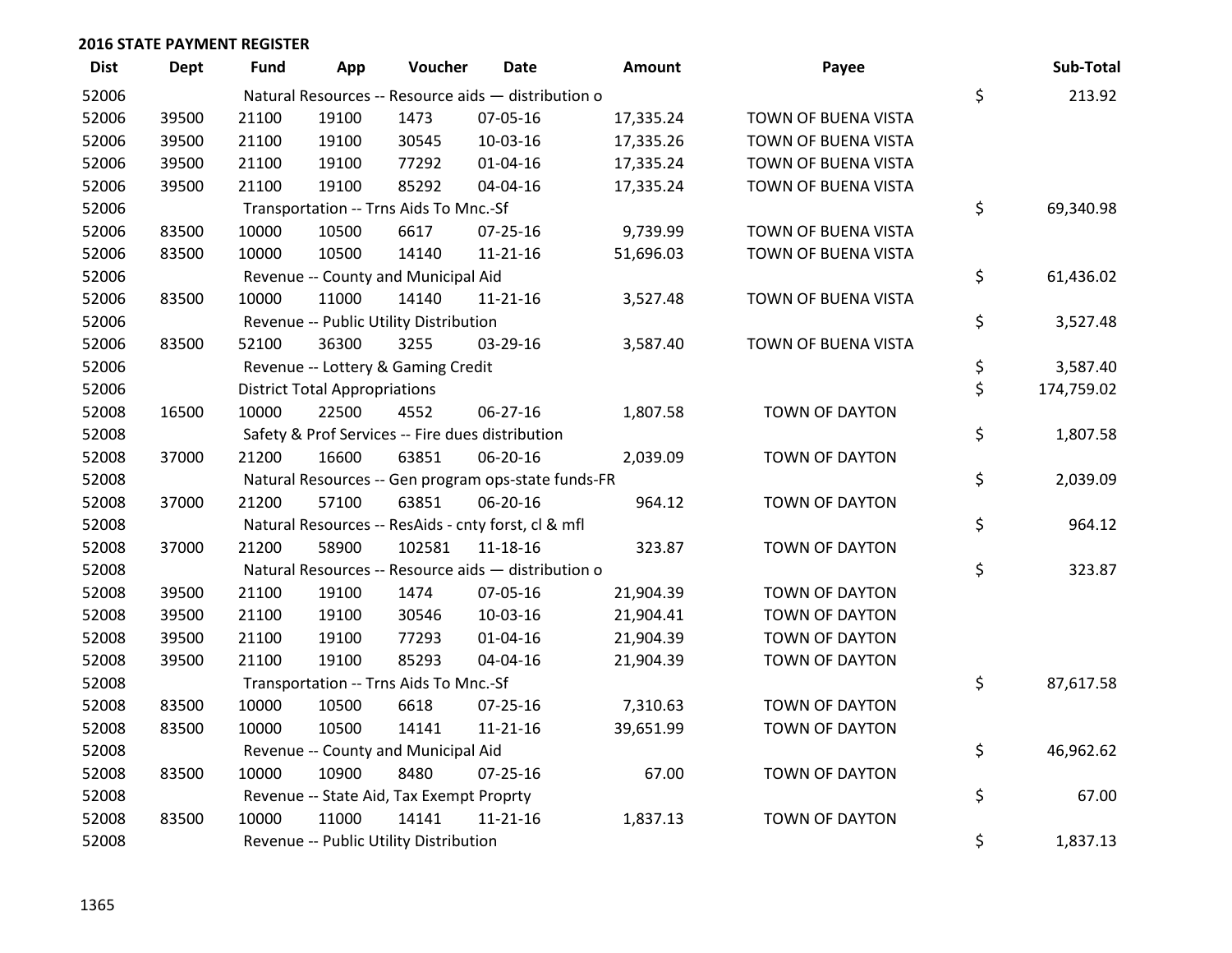## 2016 STATE PAYMENT REGISTER

| Dist | Dept | Fund | App | Voucher | Date | Amount | Payee | | Sub-Total |
|---|---|---|---|---|---|---|---|---|---|
| 52006 | | Natural Resources -- Resource aids — distribution o | | | | | | $ | 213.92 |
| 52006 | 39500 | 21100 | 19100 | 1473 | 07-05-16 | 17,335.24 | TOWN OF BUENA VISTA | | |
| 52006 | 39500 | 21100 | 19100 | 30545 | 10-03-16 | 17,335.26 | TOWN OF BUENA VISTA | | |
| 52006 | 39500 | 21100 | 19100 | 77292 | 01-04-16 | 17,335.24 | TOWN OF BUENA VISTA | | |
| 52006 | 39500 | 21100 | 19100 | 85292 | 04-04-16 | 17,335.24 | TOWN OF BUENA VISTA | | |
| 52006 | | Transportation -- Trns Aids To Mnc.-Sf | | | | | | $ | 69,340.98 |
| 52006 | 83500 | 10000 | 10500 | 6617 | 07-25-16 | 9,739.99 | TOWN OF BUENA VISTA | | |
| 52006 | 83500 | 10000 | 10500 | 14140 | 11-21-16 | 51,696.03 | TOWN OF BUENA VISTA | | |
| 52006 | | Revenue -- County and Municipal Aid | | | | | | $ | 61,436.02 |
| 52006 | 83500 | 10000 | 11000 | 14140 | 11-21-16 | 3,527.48 | TOWN OF BUENA VISTA | | |
| 52006 | | Revenue -- Public Utility Distribution | | | | | | $ | 3,527.48 |
| 52006 | 83500 | 52100 | 36300 | 3255 | 03-29-16 | 3,587.40 | TOWN OF BUENA VISTA | | |
| 52006 | | Revenue -- Lottery & Gaming Credit | | | | | | $ | 3,587.40 |
| 52006 | | District Total Appropriations | | | | | | $ | 174,759.02 |
| 52008 | 16500 | 10000 | 22500 | 4552 | 06-27-16 | 1,807.58 | TOWN OF DAYTON | | |
| 52008 | | Safety & Prof Services -- Fire dues distribution | | | | | | $ | 1,807.58 |
| 52008 | 37000 | 21200 | 16600 | 63851 | 06-20-16 | 2,039.09 | TOWN OF DAYTON | | |
| 52008 | | Natural Resources -- Gen program ops-state funds-FR | | | | | | $ | 2,039.09 |
| 52008 | 37000 | 21200 | 57100 | 63851 | 06-20-16 | 964.12 | TOWN OF DAYTON | | |
| 52008 | | Natural Resources -- ResAids - cnty forst, cl & mfl | | | | | | $ | 964.12 |
| 52008 | 37000 | 21200 | 58900 | 102581 | 11-18-16 | 323.87 | TOWN OF DAYTON | | |
| 52008 | | Natural Resources -- Resource aids — distribution o | | | | | | $ | 323.87 |
| 52008 | 39500 | 21100 | 19100 | 1474 | 07-05-16 | 21,904.39 | TOWN OF DAYTON | | |
| 52008 | 39500 | 21100 | 19100 | 30546 | 10-03-16 | 21,904.41 | TOWN OF DAYTON | | |
| 52008 | 39500 | 21100 | 19100 | 77293 | 01-04-16 | 21,904.39 | TOWN OF DAYTON | | |
| 52008 | 39500 | 21100 | 19100 | 85293 | 04-04-16 | 21,904.39 | TOWN OF DAYTON | | |
| 52008 | | Transportation -- Trns Aids To Mnc.-Sf | | | | | | $ | 87,617.58 |
| 52008 | 83500 | 10000 | 10500 | 6618 | 07-25-16 | 7,310.63 | TOWN OF DAYTON | | |
| 52008 | 83500 | 10000 | 10500 | 14141 | 11-21-16 | 39,651.99 | TOWN OF DAYTON | | |
| 52008 | | Revenue -- County and Municipal Aid | | | | | | $ | 46,962.62 |
| 52008 | 83500 | 10000 | 10900 | 8480 | 07-25-16 | 67.00 | TOWN OF DAYTON | | |
| 52008 | | Revenue -- State Aid, Tax Exempt Proprty | | | | | | $ | 67.00 |
| 52008 | 83500 | 10000 | 11000 | 14141 | 11-21-16 | 1,837.13 | TOWN OF DAYTON | | |
| 52008 | | Revenue -- Public Utility Distribution | | | | | | $ | 1,837.13 |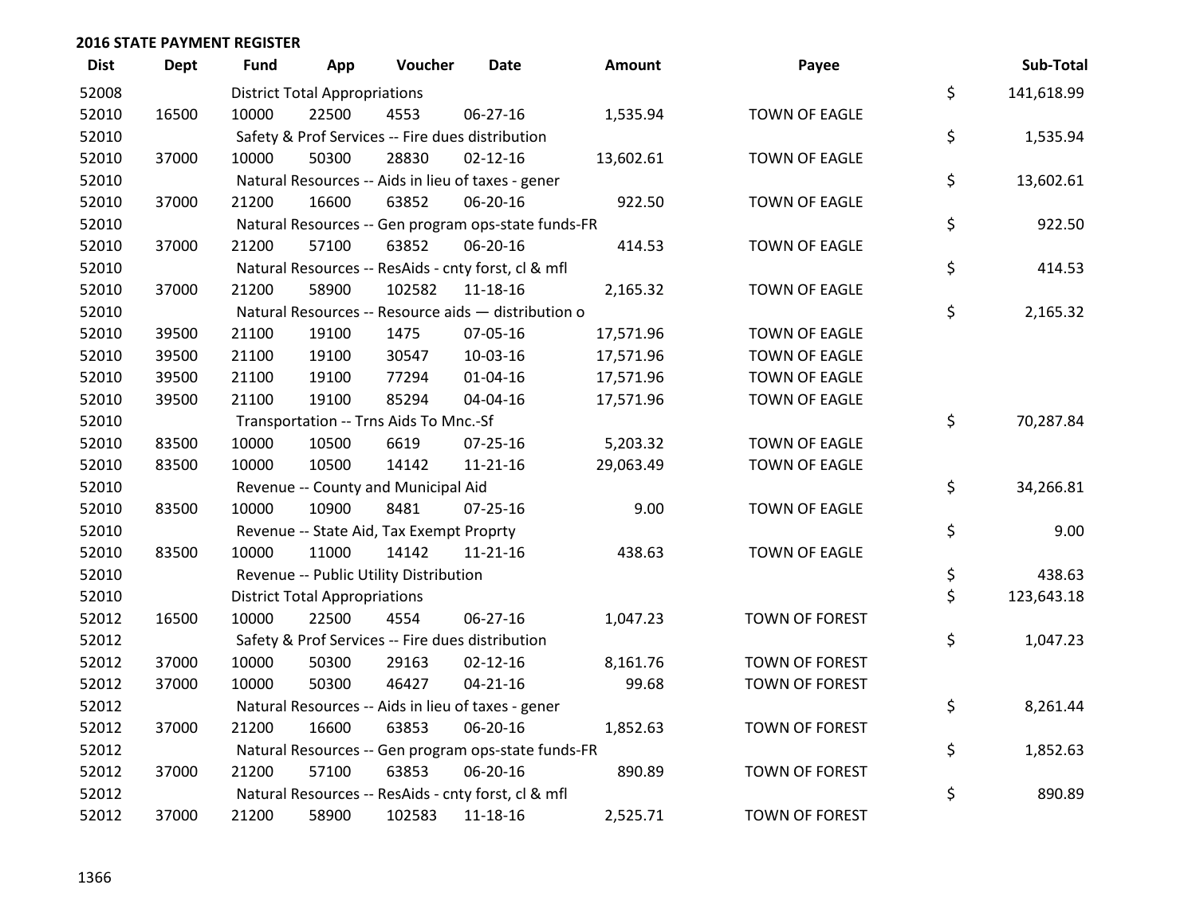## 2016 STATE PAYMENT REGISTER

| Dist | Dept | Fund | App | Voucher | Date | Amount | Payee | | Sub-Total |
|---|---|---|---|---|---|---|---|---|---|
| 52008 | | District Total Appropriations | | | | | | $ | 141,618.99 |
| 52010 | 16500 | 10000 | 22500 | 4553 | 06-27-16 | 1,535.94 | TOWN OF EAGLE | | |
| 52010 | | Safety & Prof Services -- Fire dues distribution | | | | | | $ | 1,535.94 |
| 52010 | 37000 | 10000 | 50300 | 28830 | 02-12-16 | 13,602.61 | TOWN OF EAGLE | | |
| 52010 | | Natural Resources -- Aids in lieu of taxes - gener | | | | | | $ | 13,602.61 |
| 52010 | 37000 | 21200 | 16600 | 63852 | 06-20-16 | 922.50 | TOWN OF EAGLE | | |
| 52010 | | Natural Resources -- Gen program ops-state funds-FR | | | | | | $ | 922.50 |
| 52010 | 37000 | 21200 | 57100 | 63852 | 06-20-16 | 414.53 | TOWN OF EAGLE | | |
| 52010 | | Natural Resources -- ResAids - cnty forst, cl & mfl | | | | | | $ | 414.53 |
| 52010 | 37000 | 21200 | 58900 | 102582 | 11-18-16 | 2,165.32 | TOWN OF EAGLE | | |
| 52010 | | Natural Resources -- Resource aids — distribution o | | | | | | $ | 2,165.32 |
| 52010 | 39500 | 21100 | 19100 | 1475 | 07-05-16 | 17,571.96 | TOWN OF EAGLE | | |
| 52010 | 39500 | 21100 | 19100 | 30547 | 10-03-16 | 17,571.96 | TOWN OF EAGLE | | |
| 52010 | 39500 | 21100 | 19100 | 77294 | 01-04-16 | 17,571.96 | TOWN OF EAGLE | | |
| 52010 | 39500 | 21100 | 19100 | 85294 | 04-04-16 | 17,571.96 | TOWN OF EAGLE | | |
| 52010 | | Transportation -- Trns Aids To Mnc.-Sf | | | | | | $ | 70,287.84 |
| 52010 | 83500 | 10000 | 10500 | 6619 | 07-25-16 | 5,203.32 | TOWN OF EAGLE | | |
| 52010 | 83500 | 10000 | 10500 | 14142 | 11-21-16 | 29,063.49 | TOWN OF EAGLE | | |
| 52010 | | Revenue -- County and Municipal Aid | | | | | | $ | 34,266.81 |
| 52010 | 83500 | 10000 | 10900 | 8481 | 07-25-16 | 9.00 | TOWN OF EAGLE | | |
| 52010 | | Revenue -- State Aid, Tax Exempt Proprty | | | | | | $ | 9.00 |
| 52010 | 83500 | 10000 | 11000 | 14142 | 11-21-16 | 438.63 | TOWN OF EAGLE | | |
| 52010 | | Revenue -- Public Utility Distribution | | | | | | $ | 438.63 |
| 52010 | | District Total Appropriations | | | | | | $ | 123,643.18 |
| 52012 | 16500 | 10000 | 22500 | 4554 | 06-27-16 | 1,047.23 | TOWN OF FOREST | | |
| 52012 | | Safety & Prof Services -- Fire dues distribution | | | | | | $ | 1,047.23 |
| 52012 | 37000 | 10000 | 50300 | 29163 | 02-12-16 | 8,161.76 | TOWN OF FOREST | | |
| 52012 | 37000 | 10000 | 50300 | 46427 | 04-21-16 | 99.68 | TOWN OF FOREST | | |
| 52012 | | Natural Resources -- Aids in lieu of taxes - gener | | | | | | $ | 8,261.44 |
| 52012 | 37000 | 21200 | 16600 | 63853 | 06-20-16 | 1,852.63 | TOWN OF FOREST | | |
| 52012 | | Natural Resources -- Gen program ops-state funds-FR | | | | | | $ | 1,852.63 |
| 52012 | 37000 | 21200 | 57100 | 63853 | 06-20-16 | 890.89 | TOWN OF FOREST | | |
| 52012 | | Natural Resources -- ResAids - cnty forst, cl & mfl | | | | | | $ | 890.89 |
| 52012 | 37000 | 21200 | 58900 | 102583 | 11-18-16 | 2,525.71 | TOWN OF FOREST | | |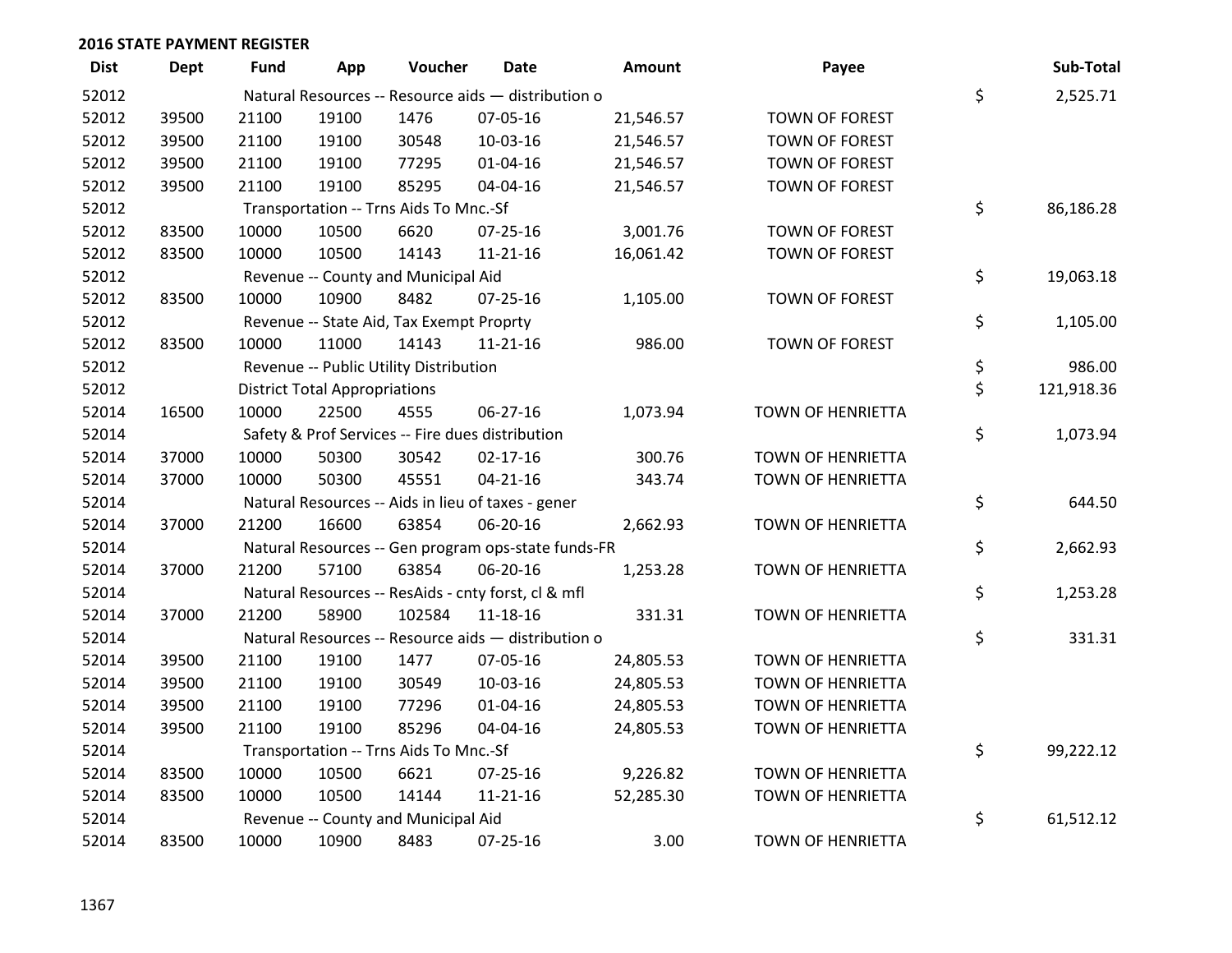## 2016 STATE PAYMENT REGISTER

| Dist | Dept | Fund | App | Voucher | Date | Amount | Payee | Sub-Total |
|---|---|---|---|---|---|---|---|---|
| 52012 | | Natural Resources -- Resource aids — distribution o | | | | | | $ 2,525.71 |
| 52012 | 39500 | 21100 | 19100 | 1476 | 07-05-16 | 21,546.57 | TOWN OF FOREST | |
| 52012 | 39500 | 21100 | 19100 | 30548 | 10-03-16 | 21,546.57 | TOWN OF FOREST | |
| 52012 | 39500 | 21100 | 19100 | 77295 | 01-04-16 | 21,546.57 | TOWN OF FOREST | |
| 52012 | 39500 | 21100 | 19100 | 85295 | 04-04-16 | 21,546.57 | TOWN OF FOREST | |
| 52012 | | Transportation -- Trns Aids To Mnc.-Sf | | | | | | $ 86,186.28 |
| 52012 | 83500 | 10000 | 10500 | 6620 | 07-25-16 | 3,001.76 | TOWN OF FOREST | |
| 52012 | 83500 | 10000 | 10500 | 14143 | 11-21-16 | 16,061.42 | TOWN OF FOREST | |
| 52012 | | Revenue -- County and Municipal Aid | | | | | | $ 19,063.18 |
| 52012 | 83500 | 10000 | 10900 | 8482 | 07-25-16 | 1,105.00 | TOWN OF FOREST | |
| 52012 | | Revenue -- State Aid, Tax Exempt Proprty | | | | | | $ 1,105.00 |
| 52012 | 83500 | 10000 | 11000 | 14143 | 11-21-16 | 986.00 | TOWN OF FOREST | |
| 52012 | | Revenue -- Public Utility Distribution | | | | | | $ 986.00 |
| 52012 | | District Total Appropriations | | | | | | $ 121,918.36 |
| 52014 | 16500 | 10000 | 22500 | 4555 | 06-27-16 | 1,073.94 | TOWN OF HENRIETTA | |
| 52014 | | Safety & Prof Services -- Fire dues distribution | | | | | | $ 1,073.94 |
| 52014 | 37000 | 10000 | 50300 | 30542 | 02-17-16 | 300.76 | TOWN OF HENRIETTA | |
| 52014 | 37000 | 10000 | 50300 | 45551 | 04-21-16 | 343.74 | TOWN OF HENRIETTA | |
| 52014 | | Natural Resources -- Aids in lieu of taxes - gener | | | | | | $ 644.50 |
| 52014 | 37000 | 21200 | 16600 | 63854 | 06-20-16 | 2,662.93 | TOWN OF HENRIETTA | |
| 52014 | | Natural Resources -- Gen program ops-state funds-FR | | | | | | $ 2,662.93 |
| 52014 | 37000 | 21200 | 57100 | 63854 | 06-20-16 | 1,253.28 | TOWN OF HENRIETTA | |
| 52014 | | Natural Resources -- ResAids - cnty forst, cl & mfl | | | | | | $ 1,253.28 |
| 52014 | 37000 | 21200 | 58900 | 102584 | 11-18-16 | 331.31 | TOWN OF HENRIETTA | |
| 52014 | | Natural Resources -- Resource aids — distribution o | | | | | | $ 331.31 |
| 52014 | 39500 | 21100 | 19100 | 1477 | 07-05-16 | 24,805.53 | TOWN OF HENRIETTA | |
| 52014 | 39500 | 21100 | 19100 | 30549 | 10-03-16 | 24,805.53 | TOWN OF HENRIETTA | |
| 52014 | 39500 | 21100 | 19100 | 77296 | 01-04-16 | 24,805.53 | TOWN OF HENRIETTA | |
| 52014 | 39500 | 21100 | 19100 | 85296 | 04-04-16 | 24,805.53 | TOWN OF HENRIETTA | |
| 52014 | | Transportation -- Trns Aids To Mnc.-Sf | | | | | | $ 99,222.12 |
| 52014 | 83500 | 10000 | 10500 | 6621 | 07-25-16 | 9,226.82 | TOWN OF HENRIETTA | |
| 52014 | 83500 | 10000 | 10500 | 14144 | 11-21-16 | 52,285.30 | TOWN OF HENRIETTA | |
| 52014 | | Revenue -- County and Municipal Aid | | | | | | $ 61,512.12 |
| 52014 | 83500 | 10000 | 10900 | 8483 | 07-25-16 | 3.00 | TOWN OF HENRIETTA | |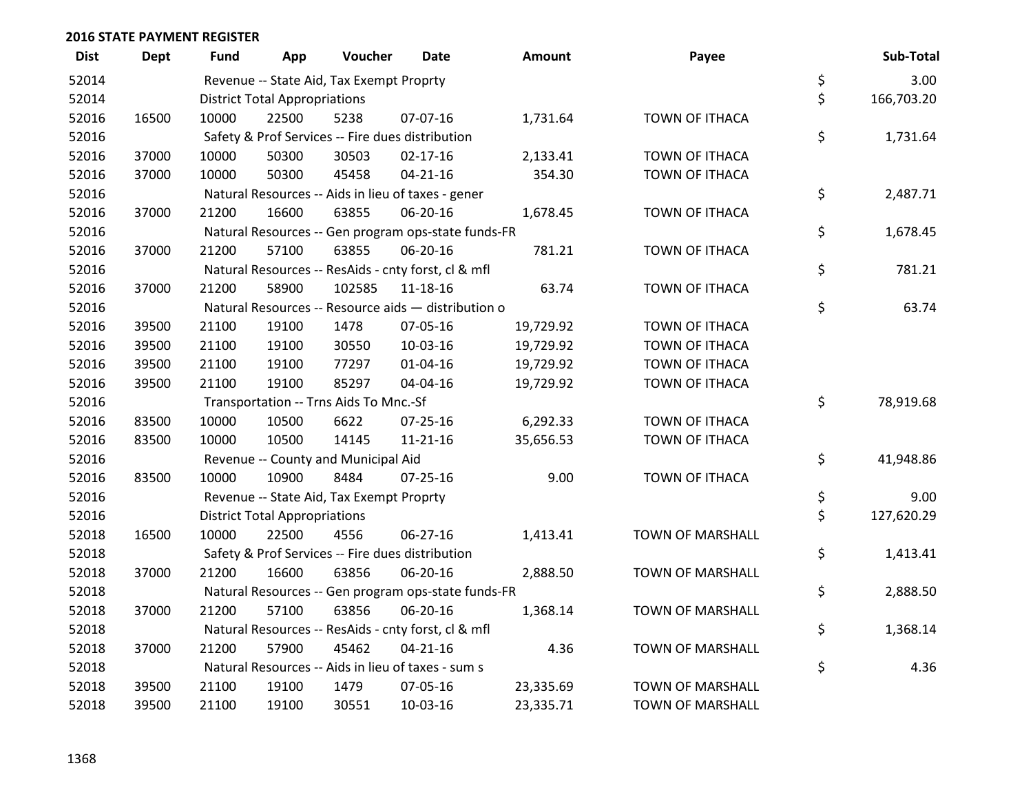## 2016 STATE PAYMENT REGISTER

| Dist | Dept | Fund | App | Voucher | Date | Amount | Payee | | Sub-Total |
|---|---|---|---|---|---|---|---|---|---|
| 52014 | | Revenue -- State Aid, Tax Exempt Proprty | | | | | | $ | 3.00 |
| 52014 | | District Total Appropriations | | | | | | $ | 166,703.20 |
| 52016 | 16500 | 10000 | 22500 | 5238 | 07-07-16 | 1,731.64 | TOWN OF ITHACA | | |
| 52016 | | Safety & Prof Services -- Fire dues distribution | | | | | | $ | 1,731.64 |
| 52016 | 37000 | 10000 | 50300 | 30503 | 02-17-16 | 2,133.41 | TOWN OF ITHACA | | |
| 52016 | 37000 | 10000 | 50300 | 45458 | 04-21-16 | 354.30 | TOWN OF ITHACA | | |
| 52016 | | Natural Resources -- Aids in lieu of taxes - gener | | | | | | $ | 2,487.71 |
| 52016 | 37000 | 21200 | 16600 | 63855 | 06-20-16 | 1,678.45 | TOWN OF ITHACA | | |
| 52016 | | Natural Resources -- Gen program ops-state funds-FR | | | | | | $ | 1,678.45 |
| 52016 | 37000 | 21200 | 57100 | 63855 | 06-20-16 | 781.21 | TOWN OF ITHACA | | |
| 52016 | | Natural Resources -- ResAids - cnty forst, cl & mfl | | | | | | $ | 781.21 |
| 52016 | 37000 | 21200 | 58900 | 102585 | 11-18-16 | 63.74 | TOWN OF ITHACA | | |
| 52016 | | Natural Resources -- Resource aids — distribution o | | | | | | $ | 63.74 |
| 52016 | 39500 | 21100 | 19100 | 1478 | 07-05-16 | 19,729.92 | TOWN OF ITHACA | | |
| 52016 | 39500 | 21100 | 19100 | 30550 | 10-03-16 | 19,729.92 | TOWN OF ITHACA | | |
| 52016 | 39500 | 21100 | 19100 | 77297 | 01-04-16 | 19,729.92 | TOWN OF ITHACA | | |
| 52016 | 39500 | 21100 | 19100 | 85297 | 04-04-16 | 19,729.92 | TOWN OF ITHACA | | |
| 52016 | | Transportation -- Trns Aids To Mnc.-Sf | | | | | | $ | 78,919.68 |
| 52016 | 83500 | 10000 | 10500 | 6622 | 07-25-16 | 6,292.33 | TOWN OF ITHACA | | |
| 52016 | 83500 | 10000 | 10500 | 14145 | 11-21-16 | 35,656.53 | TOWN OF ITHACA | | |
| 52016 | | Revenue -- County and Municipal Aid | | | | | | $ | 41,948.86 |
| 52016 | 83500 | 10000 | 10900 | 8484 | 07-25-16 | 9.00 | TOWN OF ITHACA | | |
| 52016 | | Revenue -- State Aid, Tax Exempt Proprty | | | | | | $ | 9.00 |
| 52016 | | District Total Appropriations | | | | | | $ | 127,620.29 |
| 52018 | 16500 | 10000 | 22500 | 4556 | 06-27-16 | 1,413.41 | TOWN OF MARSHALL | | |
| 52018 | | Safety & Prof Services -- Fire dues distribution | | | | | | $ | 1,413.41 |
| 52018 | 37000 | 21200 | 16600 | 63856 | 06-20-16 | 2,888.50 | TOWN OF MARSHALL | | |
| 52018 | | Natural Resources -- Gen program ops-state funds-FR | | | | | | $ | 2,888.50 |
| 52018 | 37000 | 21200 | 57100 | 63856 | 06-20-16 | 1,368.14 | TOWN OF MARSHALL | | |
| 52018 | | Natural Resources -- ResAids - cnty forst, cl & mfl | | | | | | $ | 1,368.14 |
| 52018 | 37000 | 21200 | 57900 | 45462 | 04-21-16 | 4.36 | TOWN OF MARSHALL | | |
| 52018 | | Natural Resources -- Aids in lieu of taxes - sum s | | | | | | $ | 4.36 |
| 52018 | 39500 | 21100 | 19100 | 1479 | 07-05-16 | 23,335.69 | TOWN OF MARSHALL | | |
| 52018 | 39500 | 21100 | 19100 | 30551 | 10-03-16 | 23,335.71 | TOWN OF MARSHALL | | |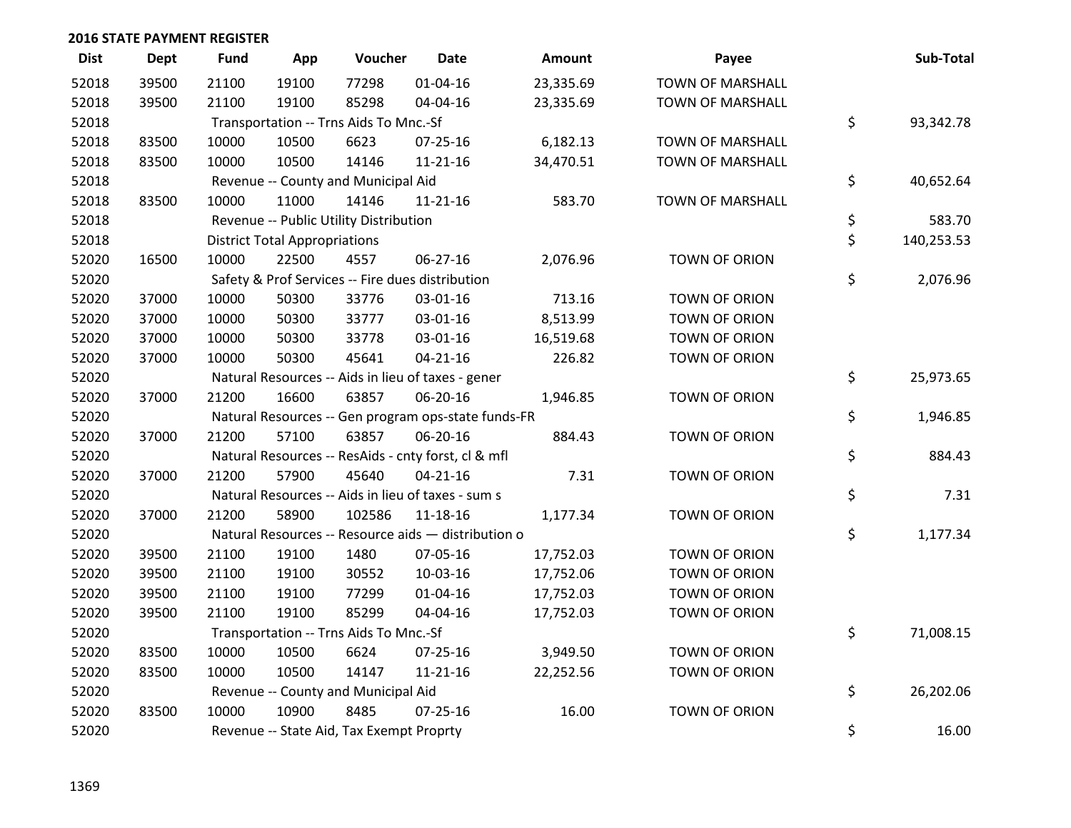## 2016 STATE PAYMENT REGISTER

| Dist | Dept | Fund | App | Voucher | Date | Amount | Payee | Sub-Total |
|---|---|---|---|---|---|---|---|---|
| 52018 | 39500 | 21100 | 19100 | 77298 | 01-04-16 | 23,335.69 | TOWN OF MARSHALL | |
| 52018 | 39500 | 21100 | 19100 | 85298 | 04-04-16 | 23,335.69 | TOWN OF MARSHALL | |
| 52018 | | Transportation -- Trns Aids To Mnc.-Sf | | | | | | $ 93,342.78 |
| 52018 | 83500 | 10000 | 10500 | 6623 | 07-25-16 | 6,182.13 | TOWN OF MARSHALL | |
| 52018 | 83500 | 10000 | 10500 | 14146 | 11-21-16 | 34,470.51 | TOWN OF MARSHALL | |
| 52018 | | Revenue -- County and Municipal Aid | | | | | | $ 40,652.64 |
| 52018 | 83500 | 10000 | 11000 | 14146 | 11-21-16 | 583.70 | TOWN OF MARSHALL | |
| 52018 | | Revenue -- Public Utility Distribution | | | | | | $ 583.70 |
| 52018 | | District Total Appropriations | | | | | | $ 140,253.53 |
| 52020 | 16500 | 10000 | 22500 | 4557 | 06-27-16 | 2,076.96 | TOWN OF ORION | |
| 52020 | | Safety & Prof Services -- Fire dues distribution | | | | | | $ 2,076.96 |
| 52020 | 37000 | 10000 | 50300 | 33776 | 03-01-16 | 713.16 | TOWN OF ORION | |
| 52020 | 37000 | 10000 | 50300 | 33777 | 03-01-16 | 8,513.99 | TOWN OF ORION | |
| 52020 | 37000 | 10000 | 50300 | 33778 | 03-01-16 | 16,519.68 | TOWN OF ORION | |
| 52020 | 37000 | 10000 | 50300 | 45641 | 04-21-16 | 226.82 | TOWN OF ORION | |
| 52020 | | Natural Resources -- Aids in lieu of taxes - gener | | | | | | $ 25,973.65 |
| 52020 | 37000 | 21200 | 16600 | 63857 | 06-20-16 | 1,946.85 | TOWN OF ORION | |
| 52020 | | Natural Resources -- Gen program ops-state funds-FR | | | | | | $ 1,946.85 |
| 52020 | 37000 | 21200 | 57100 | 63857 | 06-20-16 | 884.43 | TOWN OF ORION | |
| 52020 | | Natural Resources -- ResAids - cnty forst, cl & mfl | | | | | | $ 884.43 |
| 52020 | 37000 | 21200 | 57900 | 45640 | 04-21-16 | 7.31 | TOWN OF ORION | |
| 52020 | | Natural Resources -- Aids in lieu of taxes - sum s | | | | | | $ 7.31 |
| 52020 | 37000 | 21200 | 58900 | 102586 | 11-18-16 | 1,177.34 | TOWN OF ORION | |
| 52020 | | Natural Resources -- Resource aids — distribution o | | | | | | $ 1,177.34 |
| 52020 | 39500 | 21100 | 19100 | 1480 | 07-05-16 | 17,752.03 | TOWN OF ORION | |
| 52020 | 39500 | 21100 | 19100 | 30552 | 10-03-16 | 17,752.06 | TOWN OF ORION | |
| 52020 | 39500 | 21100 | 19100 | 77299 | 01-04-16 | 17,752.03 | TOWN OF ORION | |
| 52020 | 39500 | 21100 | 19100 | 85299 | 04-04-16 | 17,752.03 | TOWN OF ORION | |
| 52020 | | Transportation -- Trns Aids To Mnc.-Sf | | | | | | $ 71,008.15 |
| 52020 | 83500 | 10000 | 10500 | 6624 | 07-25-16 | 3,949.50 | TOWN OF ORION | |
| 52020 | 83500 | 10000 | 10500 | 14147 | 11-21-16 | 22,252.56 | TOWN OF ORION | |
| 52020 | | Revenue -- County and Municipal Aid | | | | | | $ 26,202.06 |
| 52020 | 83500 | 10000 | 10900 | 8485 | 07-25-16 | 16.00 | TOWN OF ORION | |
| 52020 | | Revenue -- State Aid, Tax Exempt Proprty | | | | | | $ 16.00 |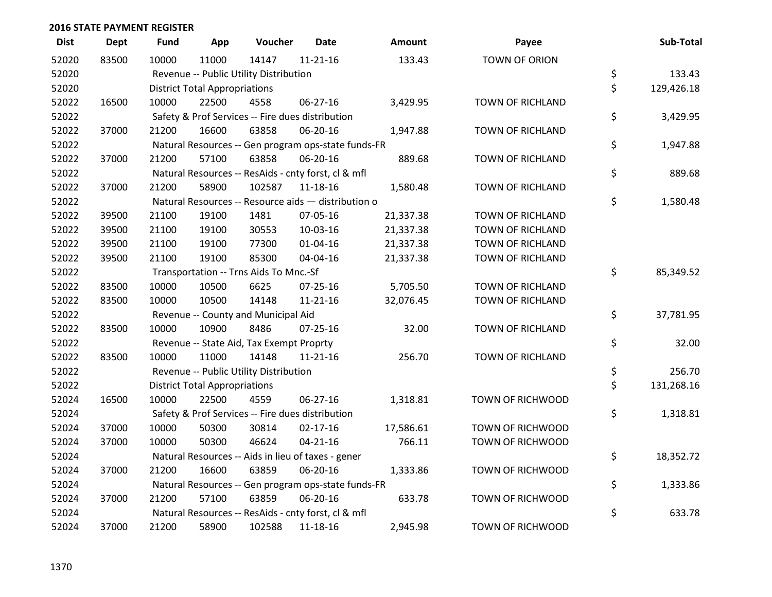## 2016 STATE PAYMENT REGISTER

| Dist | Dept | Fund | App | Voucher | Date | Amount | Payee | Sub-Total |
|---|---|---|---|---|---|---|---|---|
| 52020 | 83500 | 10000 | 11000 | 14147 | 11-21-16 | 133.43 | TOWN OF ORION | |
| 52020 | | Revenue -- Public Utility Distribution | | | | | | $ 133.43 |
| 52020 | | District Total Appropriations | | | | | | $ 129,426.18 |
| 52022 | 16500 | 10000 | 22500 | 4558 | 06-27-16 | 3,429.95 | TOWN OF RICHLAND | |
| 52022 | | Safety & Prof Services -- Fire dues distribution | | | | | | $ 3,429.95 |
| 52022 | 37000 | 21200 | 16600 | 63858 | 06-20-16 | 1,947.88 | TOWN OF RICHLAND | |
| 52022 | | Natural Resources -- Gen program ops-state funds-FR | | | | | | $ 1,947.88 |
| 52022 | 37000 | 21200 | 57100 | 63858 | 06-20-16 | 889.68 | TOWN OF RICHLAND | |
| 52022 | | Natural Resources -- ResAids - cnty forst, cl & mfl | | | | | | $ 889.68 |
| 52022 | 37000 | 21200 | 58900 | 102587 | 11-18-16 | 1,580.48 | TOWN OF RICHLAND | |
| 52022 | | Natural Resources -- Resource aids — distribution o | | | | | | $ 1,580.48 |
| 52022 | 39500 | 21100 | 19100 | 1481 | 07-05-16 | 21,337.38 | TOWN OF RICHLAND | |
| 52022 | 39500 | 21100 | 19100 | 30553 | 10-03-16 | 21,337.38 | TOWN OF RICHLAND | |
| 52022 | 39500 | 21100 | 19100 | 77300 | 01-04-16 | 21,337.38 | TOWN OF RICHLAND | |
| 52022 | 39500 | 21100 | 19100 | 85300 | 04-04-16 | 21,337.38 | TOWN OF RICHLAND | |
| 52022 | | Transportation -- Trns Aids To Mnc.-Sf | | | | | | $ 85,349.52 |
| 52022 | 83500 | 10000 | 10500 | 6625 | 07-25-16 | 5,705.50 | TOWN OF RICHLAND | |
| 52022 | 83500 | 10000 | 10500 | 14148 | 11-21-16 | 32,076.45 | TOWN OF RICHLAND | |
| 52022 | | Revenue -- County and Municipal Aid | | | | | | $ 37,781.95 |
| 52022 | 83500 | 10000 | 10900 | 8486 | 07-25-16 | 32.00 | TOWN OF RICHLAND | |
| 52022 | | Revenue -- State Aid, Tax Exempt Proprty | | | | | | $ 32.00 |
| 52022 | 83500 | 10000 | 11000 | 14148 | 11-21-16 | 256.70 | TOWN OF RICHLAND | |
| 52022 | | Revenue -- Public Utility Distribution | | | | | | $ 256.70 |
| 52022 | | District Total Appropriations | | | | | | $ 131,268.16 |
| 52024 | 16500 | 10000 | 22500 | 4559 | 06-27-16 | 1,318.81 | TOWN OF RICHWOOD | |
| 52024 | | Safety & Prof Services -- Fire dues distribution | | | | | | $ 1,318.81 |
| 52024 | 37000 | 10000 | 50300 | 30814 | 02-17-16 | 17,586.61 | TOWN OF RICHWOOD | |
| 52024 | 37000 | 10000 | 50300 | 46624 | 04-21-16 | 766.11 | TOWN OF RICHWOOD | |
| 52024 | | Natural Resources -- Aids in lieu of taxes - gener | | | | | | $ 18,352.72 |
| 52024 | 37000 | 21200 | 16600 | 63859 | 06-20-16 | 1,333.86 | TOWN OF RICHWOOD | |
| 52024 | | Natural Resources -- Gen program ops-state funds-FR | | | | | | $ 1,333.86 |
| 52024 | 37000 | 21200 | 57100 | 63859 | 06-20-16 | 633.78 | TOWN OF RICHWOOD | |
| 52024 | | Natural Resources -- ResAids - cnty forst, cl & mfl | | | | | | $ 633.78 |
| 52024 | 37000 | 21200 | 58900 | 102588 | 11-18-16 | 2,945.98 | TOWN OF RICHWOOD | |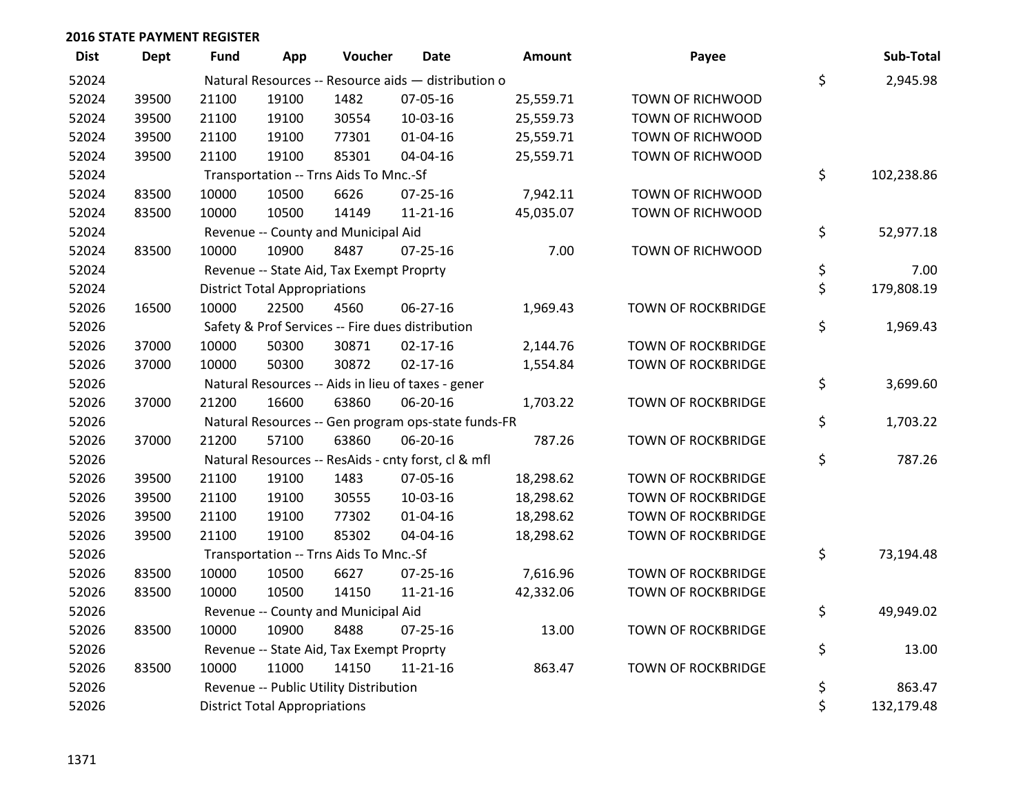## 2016 STATE PAYMENT REGISTER

| Dist | Dept | Fund | App | Voucher | Date | Amount | Payee | Sub-Total |
|---|---|---|---|---|---|---|---|---|
| 52024 | | Natural Resources -- Resource aids — distribution o | | | | | | $ 2,945.98 |
| 52024 | 39500 | 21100 | 19100 | 1482 | 07-05-16 | 25,559.71 | TOWN OF RICHWOOD | |
| 52024 | 39500 | 21100 | 19100 | 30554 | 10-03-16 | 25,559.73 | TOWN OF RICHWOOD | |
| 52024 | 39500 | 21100 | 19100 | 77301 | 01-04-16 | 25,559.71 | TOWN OF RICHWOOD | |
| 52024 | 39500 | 21100 | 19100 | 85301 | 04-04-16 | 25,559.71 | TOWN OF RICHWOOD | |
| 52024 | | Transportation -- Trns Aids To Mnc.-Sf | | | | | | $ 102,238.86 |
| 52024 | 83500 | 10000 | 10500 | 6626 | 07-25-16 | 7,942.11 | TOWN OF RICHWOOD | |
| 52024 | 83500 | 10000 | 10500 | 14149 | 11-21-16 | 45,035.07 | TOWN OF RICHWOOD | |
| 52024 | | Revenue -- County and Municipal Aid | | | | | | $ 52,977.18 |
| 52024 | 83500 | 10000 | 10900 | 8487 | 07-25-16 | 7.00 | TOWN OF RICHWOOD | |
| 52024 | | Revenue -- State Aid, Tax Exempt Proprty | | | | | | $ 7.00 |
| 52024 | | District Total Appropriations | | | | | | $ 179,808.19 |
| 52026 | 16500 | 10000 | 22500 | 4560 | 06-27-16 | 1,969.43 | TOWN OF ROCKBRIDGE | |
| 52026 | | Safety & Prof Services -- Fire dues distribution | | | | | | $ 1,969.43 |
| 52026 | 37000 | 10000 | 50300 | 30871 | 02-17-16 | 2,144.76 | TOWN OF ROCKBRIDGE | |
| 52026 | 37000 | 10000 | 50300 | 30872 | 02-17-16 | 1,554.84 | TOWN OF ROCKBRIDGE | |
| 52026 | | Natural Resources -- Aids in lieu of taxes - gener | | | | | | $ 3,699.60 |
| 52026 | 37000 | 21200 | 16600 | 63860 | 06-20-16 | 1,703.22 | TOWN OF ROCKBRIDGE | |
| 52026 | | Natural Resources -- Gen program ops-state funds-FR | | | | | | $ 1,703.22 |
| 52026 | 37000 | 21200 | 57100 | 63860 | 06-20-16 | 787.26 | TOWN OF ROCKBRIDGE | |
| 52026 | | Natural Resources -- ResAids - cnty forst, cl & mfl | | | | | | $ 787.26 |
| 52026 | 39500 | 21100 | 19100 | 1483 | 07-05-16 | 18,298.62 | TOWN OF ROCKBRIDGE | |
| 52026 | 39500 | 21100 | 19100 | 30555 | 10-03-16 | 18,298.62 | TOWN OF ROCKBRIDGE | |
| 52026 | 39500 | 21100 | 19100 | 77302 | 01-04-16 | 18,298.62 | TOWN OF ROCKBRIDGE | |
| 52026 | 39500 | 21100 | 19100 | 85302 | 04-04-16 | 18,298.62 | TOWN OF ROCKBRIDGE | |
| 52026 | | Transportation -- Trns Aids To Mnc.-Sf | | | | | | $ 73,194.48 |
| 52026 | 83500 | 10000 | 10500 | 6627 | 07-25-16 | 7,616.96 | TOWN OF ROCKBRIDGE | |
| 52026 | 83500 | 10000 | 10500 | 14150 | 11-21-16 | 42,332.06 | TOWN OF ROCKBRIDGE | |
| 52026 | | Revenue -- County and Municipal Aid | | | | | | $ 49,949.02 |
| 52026 | 83500 | 10000 | 10900 | 8488 | 07-25-16 | 13.00 | TOWN OF ROCKBRIDGE | |
| 52026 | | Revenue -- State Aid, Tax Exempt Proprty | | | | | | $ 13.00 |
| 52026 | 83500 | 10000 | 11000 | 14150 | 11-21-16 | 863.47 | TOWN OF ROCKBRIDGE | |
| 52026 | | Revenue -- Public Utility Distribution | | | | | | $ 863.47 |
| 52026 | | District Total Appropriations | | | | | | $ 132,179.48 |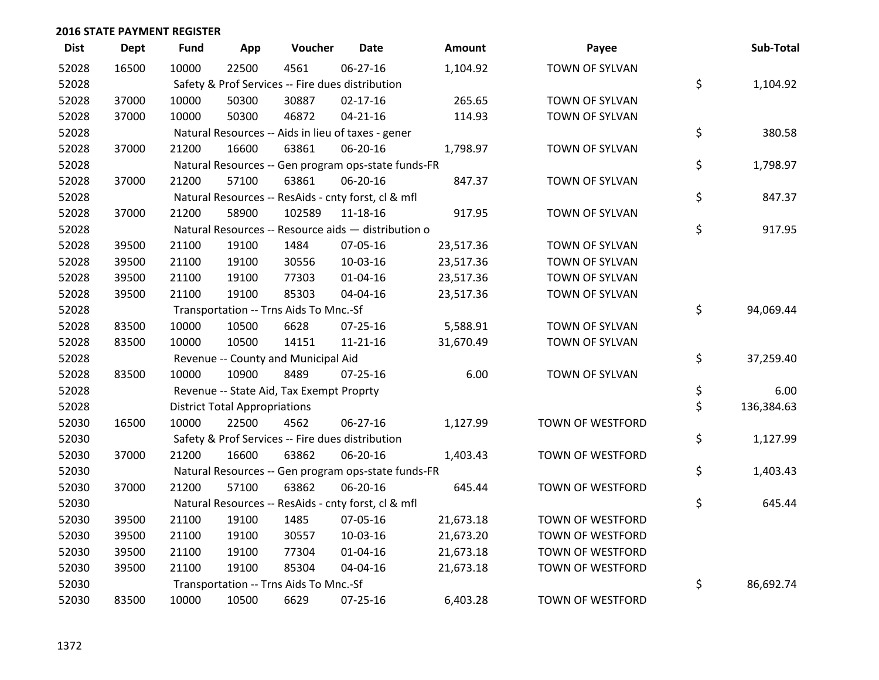## 2016 STATE PAYMENT REGISTER

| Dist | Dept | Fund | App | Voucher | Date | Amount | Payee | Sub-Total |
|---|---|---|---|---|---|---|---|---|
| 52028 | 16500 | 10000 | 22500 | 4561 | 06-27-16 | 1,104.92 | TOWN OF SYLVAN | |
| 52028 | | Safety & Prof Services -- Fire dues distribution | | | | | | $ 1,104.92 |
| 52028 | 37000 | 10000 | 50300 | 30887 | 02-17-16 | 265.65 | TOWN OF SYLVAN | |
| 52028 | 37000 | 10000 | 50300 | 46872 | 04-21-16 | 114.93 | TOWN OF SYLVAN | |
| 52028 | | Natural Resources -- Aids in lieu of taxes - gener | | | | | | $ 380.58 |
| 52028 | 37000 | 21200 | 16600 | 63861 | 06-20-16 | 1,798.97 | TOWN OF SYLVAN | |
| 52028 | | Natural Resources -- Gen program ops-state funds-FR | | | | | | $ 1,798.97 |
| 52028 | 37000 | 21200 | 57100 | 63861 | 06-20-16 | 847.37 | TOWN OF SYLVAN | |
| 52028 | | Natural Resources -- ResAids - cnty forst, cl & mfl | | | | | | $ 847.37 |
| 52028 | 37000 | 21200 | 58900 | 102589 | 11-18-16 | 917.95 | TOWN OF SYLVAN | |
| 52028 | | Natural Resources -- Resource aids — distribution o | | | | | | $ 917.95 |
| 52028 | 39500 | 21100 | 19100 | 1484 | 07-05-16 | 23,517.36 | TOWN OF SYLVAN | |
| 52028 | 39500 | 21100 | 19100 | 30556 | 10-03-16 | 23,517.36 | TOWN OF SYLVAN | |
| 52028 | 39500 | 21100 | 19100 | 77303 | 01-04-16 | 23,517.36 | TOWN OF SYLVAN | |
| 52028 | 39500 | 21100 | 19100 | 85303 | 04-04-16 | 23,517.36 | TOWN OF SYLVAN | |
| 52028 | | Transportation -- Trns Aids To Mnc.-Sf | | | | | | $ 94,069.44 |
| 52028 | 83500 | 10000 | 10500 | 6628 | 07-25-16 | 5,588.91 | TOWN OF SYLVAN | |
| 52028 | 83500 | 10000 | 10500 | 14151 | 11-21-16 | 31,670.49 | TOWN OF SYLVAN | |
| 52028 | | Revenue -- County and Municipal Aid | | | | | | $ 37,259.40 |
| 52028 | 83500 | 10000 | 10900 | 8489 | 07-25-16 | 6.00 | TOWN OF SYLVAN | |
| 52028 | | Revenue -- State Aid, Tax Exempt Proprty | | | | | | $ 6.00 |
| 52028 | | District Total Appropriations | | | | | | $ 136,384.63 |
| 52030 | 16500 | 10000 | 22500 | 4562 | 06-27-16 | 1,127.99 | TOWN OF WESTFORD | |
| 52030 | | Safety & Prof Services -- Fire dues distribution | | | | | | $ 1,127.99 |
| 52030 | 37000 | 21200 | 16600 | 63862 | 06-20-16 | 1,403.43 | TOWN OF WESTFORD | |
| 52030 | | Natural Resources -- Gen program ops-state funds-FR | | | | | | $ 1,403.43 |
| 52030 | 37000 | 21200 | 57100 | 63862 | 06-20-16 | 645.44 | TOWN OF WESTFORD | |
| 52030 | | Natural Resources -- ResAids - cnty forst, cl & mfl | | | | | | $ 645.44 |
| 52030 | 39500 | 21100 | 19100 | 1485 | 07-05-16 | 21,673.18 | TOWN OF WESTFORD | |
| 52030 | 39500 | 21100 | 19100 | 30557 | 10-03-16 | 21,673.20 | TOWN OF WESTFORD | |
| 52030 | 39500 | 21100 | 19100 | 77304 | 01-04-16 | 21,673.18 | TOWN OF WESTFORD | |
| 52030 | 39500 | 21100 | 19100 | 85304 | 04-04-16 | 21,673.18 | TOWN OF WESTFORD | |
| 52030 | | Transportation -- Trns Aids To Mnc.-Sf | | | | | | $ 86,692.74 |
| 52030 | 83500 | 10000 | 10500 | 6629 | 07-25-16 | 6,403.28 | TOWN OF WESTFORD | |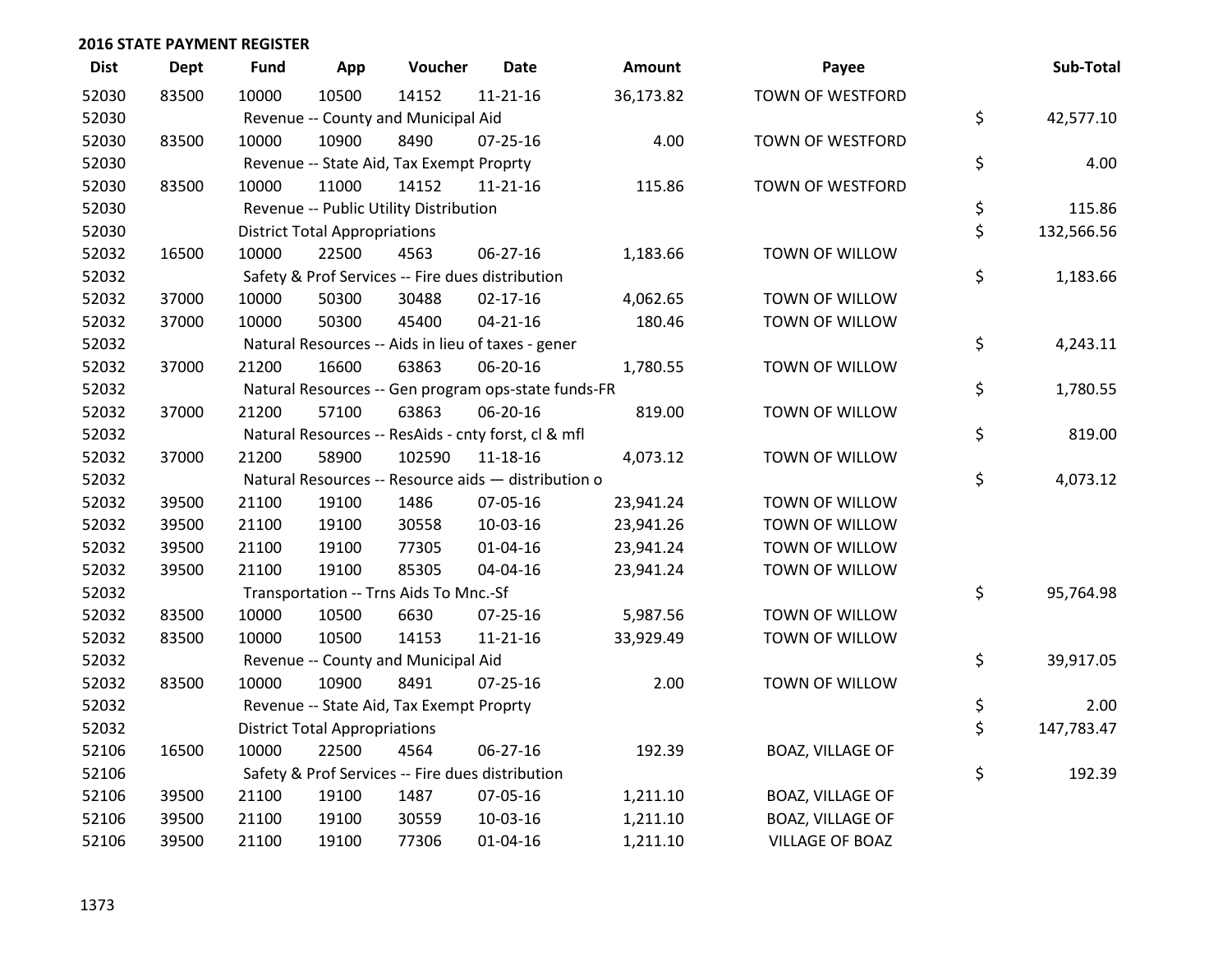## 2016 STATE PAYMENT REGISTER

| Dist | Dept | Fund | App | Voucher | Date | Amount | Payee | Sub-Total |
|---|---|---|---|---|---|---|---|---|
| 52030 | 83500 | 10000 | 10500 | 14152 | 11-21-16 | 36,173.82 | TOWN OF WESTFORD | |
| 52030 | | Revenue -- County and Municipal Aid | | | | | | $ 42,577.10 |
| 52030 | 83500 | 10000 | 10900 | 8490 | 07-25-16 | 4.00 | TOWN OF WESTFORD | |
| 52030 | | Revenue -- State Aid, Tax Exempt Proprty | | | | | | $ 4.00 |
| 52030 | 83500 | 10000 | 11000 | 14152 | 11-21-16 | 115.86 | TOWN OF WESTFORD | |
| 52030 | | Revenue -- Public Utility Distribution | | | | | | $ 115.86 |
| 52030 | | District Total Appropriations | | | | | | $ 132,566.56 |
| 52032 | 16500 | 10000 | 22500 | 4563 | 06-27-16 | 1,183.66 | TOWN OF WILLOW | |
| 52032 | | Safety & Prof Services -- Fire dues distribution | | | | | | $ 1,183.66 |
| 52032 | 37000 | 10000 | 50300 | 30488 | 02-17-16 | 4,062.65 | TOWN OF WILLOW | |
| 52032 | 37000 | 10000 | 50300 | 45400 | 04-21-16 | 180.46 | TOWN OF WILLOW | |
| 52032 | | Natural Resources -- Aids in lieu of taxes - gener | | | | | | $ 4,243.11 |
| 52032 | 37000 | 21200 | 16600 | 63863 | 06-20-16 | 1,780.55 | TOWN OF WILLOW | |
| 52032 | | Natural Resources -- Gen program ops-state funds-FR | | | | | | $ 1,780.55 |
| 52032 | 37000 | 21200 | 57100 | 63863 | 06-20-16 | 819.00 | TOWN OF WILLOW | |
| 52032 | | Natural Resources -- ResAids - cnty forst, cl & mfl | | | | | | $ 819.00 |
| 52032 | 37000 | 21200 | 58900 | 102590 | 11-18-16 | 4,073.12 | TOWN OF WILLOW | |
| 52032 | | Natural Resources -- Resource aids — distribution o | | | | | | $ 4,073.12 |
| 52032 | 39500 | 21100 | 19100 | 1486 | 07-05-16 | 23,941.24 | TOWN OF WILLOW | |
| 52032 | 39500 | 21100 | 19100 | 30558 | 10-03-16 | 23,941.26 | TOWN OF WILLOW | |
| 52032 | 39500 | 21100 | 19100 | 77305 | 01-04-16 | 23,941.24 | TOWN OF WILLOW | |
| 52032 | 39500 | 21100 | 19100 | 85305 | 04-04-16 | 23,941.24 | TOWN OF WILLOW | |
| 52032 | | Transportation -- Trns Aids To Mnc.-Sf | | | | | | $ 95,764.98 |
| 52032 | 83500 | 10000 | 10500 | 6630 | 07-25-16 | 5,987.56 | TOWN OF WILLOW | |
| 52032 | 83500 | 10000 | 10500 | 14153 | 11-21-16 | 33,929.49 | TOWN OF WILLOW | |
| 52032 | | Revenue -- County and Municipal Aid | | | | | | $ 39,917.05 |
| 52032 | 83500 | 10000 | 10900 | 8491 | 07-25-16 | 2.00 | TOWN OF WILLOW | |
| 52032 | | Revenue -- State Aid, Tax Exempt Proprty | | | | | | $ 2.00 |
| 52032 | | District Total Appropriations | | | | | | $ 147,783.47 |
| 52106 | 16500 | 10000 | 22500 | 4564 | 06-27-16 | 192.39 | BOAZ, VILLAGE OF | |
| 52106 | | Safety & Prof Services -- Fire dues distribution | | | | | | $ 192.39 |
| 52106 | 39500 | 21100 | 19100 | 1487 | 07-05-16 | 1,211.10 | BOAZ, VILLAGE OF | |
| 52106 | 39500 | 21100 | 19100 | 30559 | 10-03-16 | 1,211.10 | BOAZ, VILLAGE OF | |
| 52106 | 39500 | 21100 | 19100 | 77306 | 01-04-16 | 1,211.10 | VILLAGE OF BOAZ | |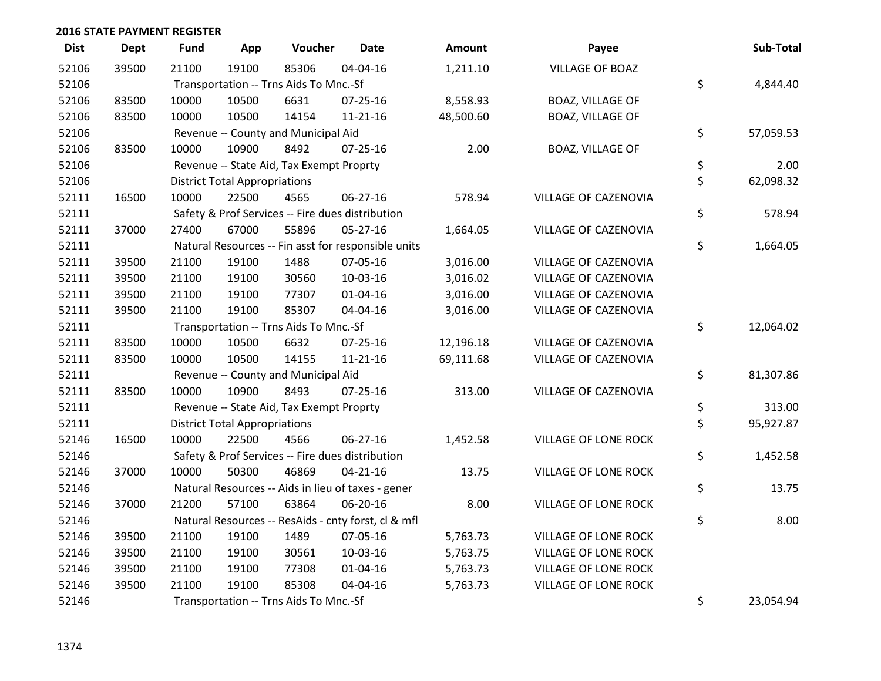## 2016 STATE PAYMENT REGISTER

| Dist | Dept | Fund | App | Voucher | Date | Amount | Payee | Sub-Total |
|---|---|---|---|---|---|---|---|---|
| 52106 | 39500 | 21100 | 19100 | 85306 | 04-04-16 | 1,211.10 | VILLAGE OF BOAZ | |
| 52106 | | Transportation -- Trns Aids To Mnc.-Sf | | | | | | $ 4,844.40 |
| 52106 | 83500 | 10000 | 10500 | 6631 | 07-25-16 | 8,558.93 | BOAZ, VILLAGE OF | |
| 52106 | 83500 | 10000 | 10500 | 14154 | 11-21-16 | 48,500.60 | BOAZ, VILLAGE OF | |
| 52106 | | Revenue -- County and Municipal Aid | | | | | | $ 57,059.53 |
| 52106 | 83500 | 10000 | 10900 | 8492 | 07-25-16 | 2.00 | BOAZ, VILLAGE OF | |
| 52106 | | Revenue -- State Aid, Tax Exempt Proprty | | | | | | $ 2.00 |
| 52106 | | District Total Appropriations | | | | | | $ 62,098.32 |
| 52111 | 16500 | 10000 | 22500 | 4565 | 06-27-16 | 578.94 | VILLAGE OF CAZENOVIA | |
| 52111 | | Safety & Prof Services -- Fire dues distribution | | | | | | $ 578.94 |
| 52111 | 37000 | 27400 | 67000 | 55896 | 05-27-16 | 1,664.05 | VILLAGE OF CAZENOVIA | |
| 52111 | | Natural Resources -- Fin asst for responsible units | | | | | | $ 1,664.05 |
| 52111 | 39500 | 21100 | 19100 | 1488 | 07-05-16 | 3,016.00 | VILLAGE OF CAZENOVIA | |
| 52111 | 39500 | 21100 | 19100 | 30560 | 10-03-16 | 3,016.02 | VILLAGE OF CAZENOVIA | |
| 52111 | 39500 | 21100 | 19100 | 77307 | 01-04-16 | 3,016.00 | VILLAGE OF CAZENOVIA | |
| 52111 | 39500 | 21100 | 19100 | 85307 | 04-04-16 | 3,016.00 | VILLAGE OF CAZENOVIA | |
| 52111 | | Transportation -- Trns Aids To Mnc.-Sf | | | | | | $ 12,064.02 |
| 52111 | 83500 | 10000 | 10500 | 6632 | 07-25-16 | 12,196.18 | VILLAGE OF CAZENOVIA | |
| 52111 | 83500 | 10000 | 10500 | 14155 | 11-21-16 | 69,111.68 | VILLAGE OF CAZENOVIA | |
| 52111 | | Revenue -- County and Municipal Aid | | | | | | $ 81,307.86 |
| 52111 | 83500 | 10000 | 10900 | 8493 | 07-25-16 | 313.00 | VILLAGE OF CAZENOVIA | |
| 52111 | | Revenue -- State Aid, Tax Exempt Proprty | | | | | | $ 313.00 |
| 52111 | | District Total Appropriations | | | | | | $ 95,927.87 |
| 52146 | 16500 | 10000 | 22500 | 4566 | 06-27-16 | 1,452.58 | VILLAGE OF LONE ROCK | |
| 52146 | | Safety & Prof Services -- Fire dues distribution | | | | | | $ 1,452.58 |
| 52146 | 37000 | 10000 | 50300 | 46869 | 04-21-16 | 13.75 | VILLAGE OF LONE ROCK | |
| 52146 | | Natural Resources -- Aids in lieu of taxes - gener | | | | | | $ 13.75 |
| 52146 | 37000 | 21200 | 57100 | 63864 | 06-20-16 | 8.00 | VILLAGE OF LONE ROCK | |
| 52146 | | Natural Resources -- ResAids - cnty forst, cl & mfl | | | | | | $ 8.00 |
| 52146 | 39500 | 21100 | 19100 | 1489 | 07-05-16 | 5,763.73 | VILLAGE OF LONE ROCK | |
| 52146 | 39500 | 21100 | 19100 | 30561 | 10-03-16 | 5,763.75 | VILLAGE OF LONE ROCK | |
| 52146 | 39500 | 21100 | 19100 | 77308 | 01-04-16 | 5,763.73 | VILLAGE OF LONE ROCK | |
| 52146 | 39500 | 21100 | 19100 | 85308 | 04-04-16 | 5,763.73 | VILLAGE OF LONE ROCK | |
| 52146 | | Transportation -- Trns Aids To Mnc.-Sf | | | | | | $ 23,054.94 |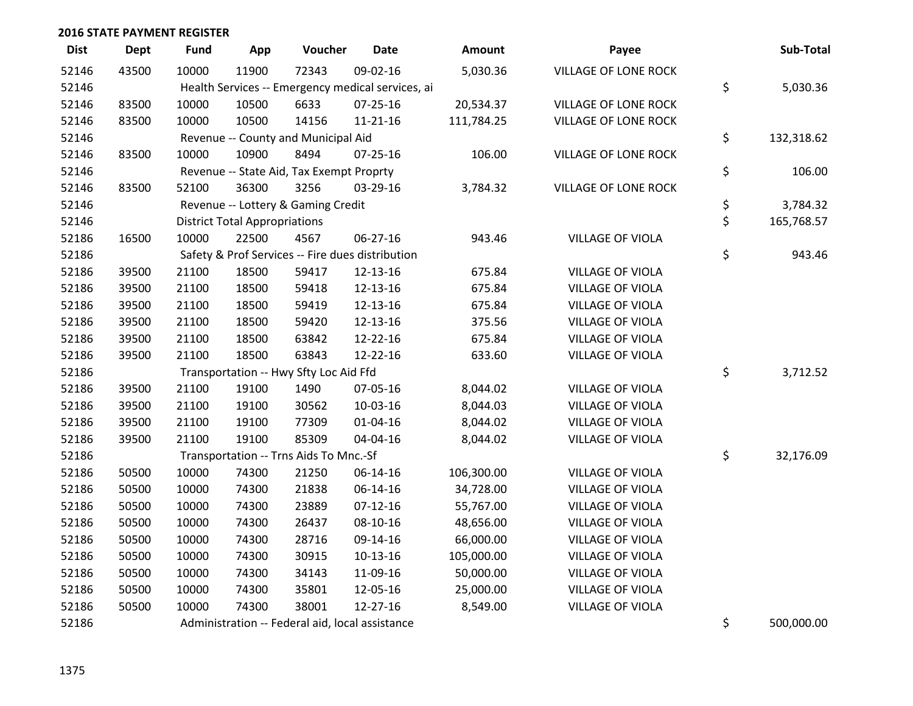## 2016 STATE PAYMENT REGISTER

| Dist | Dept | Fund | App | Voucher | Date | Amount | Payee | Sub-Total |
|---|---|---|---|---|---|---|---|---|
| 52146 | 43500 | 10000 | 11900 | 72343 | 09-02-16 | 5,030.36 | VILLAGE OF LONE ROCK | |
| 52146 | | Health Services -- Emergency medical services, ai | | | | | | $ 5,030.36 |
| 52146 | 83500 | 10000 | 10500 | 6633 | 07-25-16 | 20,534.37 | VILLAGE OF LONE ROCK | |
| 52146 | 83500 | 10000 | 10500 | 14156 | 11-21-16 | 111,784.25 | VILLAGE OF LONE ROCK | |
| 52146 | | Revenue -- County and Municipal Aid | | | | | | $ 132,318.62 |
| 52146 | 83500 | 10000 | 10900 | 8494 | 07-25-16 | 106.00 | VILLAGE OF LONE ROCK | |
| 52146 | | Revenue -- State Aid, Tax Exempt Proprty | | | | | | $ 106.00 |
| 52146 | 83500 | 52100 | 36300 | 3256 | 03-29-16 | 3,784.32 | VILLAGE OF LONE ROCK | |
| 52146 | | Revenue -- Lottery & Gaming Credit | | | | | | $ 3,784.32 |
| 52146 | | District Total Appropriations | | | | | | $ 165,768.57 |
| 52186 | 16500 | 10000 | 22500 | 4567 | 06-27-16 | 943.46 | VILLAGE OF VIOLA | |
| 52186 | | Safety & Prof Services -- Fire dues distribution | | | | | | $ 943.46 |
| 52186 | 39500 | 21100 | 18500 | 59417 | 12-13-16 | 675.84 | VILLAGE OF VIOLA | |
| 52186 | 39500 | 21100 | 18500 | 59418 | 12-13-16 | 675.84 | VILLAGE OF VIOLA | |
| 52186 | 39500 | 21100 | 18500 | 59419 | 12-13-16 | 675.84 | VILLAGE OF VIOLA | |
| 52186 | 39500 | 21100 | 18500 | 59420 | 12-13-16 | 375.56 | VILLAGE OF VIOLA | |
| 52186 | 39500 | 21100 | 18500 | 63842 | 12-22-16 | 675.84 | VILLAGE OF VIOLA | |
| 52186 | 39500 | 21100 | 18500 | 63843 | 12-22-16 | 633.60 | VILLAGE OF VIOLA | |
| 52186 | | Transportation -- Hwy Sfty Loc Aid Ffd | | | | | | $ 3,712.52 |
| 52186 | 39500 | 21100 | 19100 | 1490 | 07-05-16 | 8,044.02 | VILLAGE OF VIOLA | |
| 52186 | 39500 | 21100 | 19100 | 30562 | 10-03-16 | 8,044.03 | VILLAGE OF VIOLA | |
| 52186 | 39500 | 21100 | 19100 | 77309 | 01-04-16 | 8,044.02 | VILLAGE OF VIOLA | |
| 52186 | 39500 | 21100 | 19100 | 85309 | 04-04-16 | 8,044.02 | VILLAGE OF VIOLA | |
| 52186 | | Transportation -- Trns Aids To Mnc.-Sf | | | | | | $ 32,176.09 |
| 52186 | 50500 | 10000 | 74300 | 21250 | 06-14-16 | 106,300.00 | VILLAGE OF VIOLA | |
| 52186 | 50500 | 10000 | 74300 | 21838 | 06-14-16 | 34,728.00 | VILLAGE OF VIOLA | |
| 52186 | 50500 | 10000 | 74300 | 23889 | 07-12-16 | 55,767.00 | VILLAGE OF VIOLA | |
| 52186 | 50500 | 10000 | 74300 | 26437 | 08-10-16 | 48,656.00 | VILLAGE OF VIOLA | |
| 52186 | 50500 | 10000 | 74300 | 28716 | 09-14-16 | 66,000.00 | VILLAGE OF VIOLA | |
| 52186 | 50500 | 10000 | 74300 | 30915 | 10-13-16 | 105,000.00 | VILLAGE OF VIOLA | |
| 52186 | 50500 | 10000 | 74300 | 34143 | 11-09-16 | 50,000.00 | VILLAGE OF VIOLA | |
| 52186 | 50500 | 10000 | 74300 | 35801 | 12-05-16 | 25,000.00 | VILLAGE OF VIOLA | |
| 52186 | 50500 | 10000 | 74300 | 38001 | 12-27-16 | 8,549.00 | VILLAGE OF VIOLA | |
| 52186 | | Administration -- Federal aid, local assistance | | | | | | $ 500,000.00 |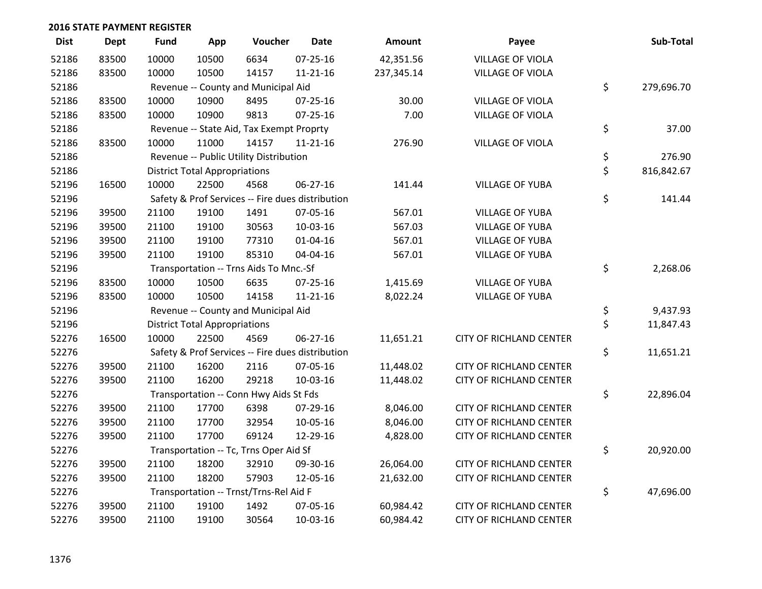## 2016 STATE PAYMENT REGISTER

| Dist | Dept | Fund | App | Voucher | Date | Amount | Payee | Sub-Total |
|---|---|---|---|---|---|---|---|---|
| 52186 | 83500 | 10000 | 10500 | 6634 | 07-25-16 | 42,351.56 | VILLAGE OF VIOLA | |
| 52186 | 83500 | 10000 | 10500 | 14157 | 11-21-16 | 237,345.14 | VILLAGE OF VIOLA | |
| 52186 | | Revenue -- County and Municipal Aid | | | | | | $ 279,696.70 |
| 52186 | 83500 | 10000 | 10900 | 8495 | 07-25-16 | 30.00 | VILLAGE OF VIOLA | |
| 52186 | 83500 | 10000 | 10900 | 9813 | 07-25-16 | 7.00 | VILLAGE OF VIOLA | |
| 52186 | | Revenue -- State Aid, Tax Exempt Proprty | | | | | | $ 37.00 |
| 52186 | 83500 | 10000 | 11000 | 14157 | 11-21-16 | 276.90 | VILLAGE OF VIOLA | |
| 52186 | | Revenue -- Public Utility Distribution | | | | | | $ 276.90 |
| 52186 | | District Total Appropriations | | | | | | $ 816,842.67 |
| 52196 | 16500 | 10000 | 22500 | 4568 | 06-27-16 | 141.44 | VILLAGE OF YUBA | |
| 52196 | | Safety & Prof Services -- Fire dues distribution | | | | | | $ 141.44 |
| 52196 | 39500 | 21100 | 19100 | 1491 | 07-05-16 | 567.01 | VILLAGE OF YUBA | |
| 52196 | 39500 | 21100 | 19100 | 30563 | 10-03-16 | 567.03 | VILLAGE OF YUBA | |
| 52196 | 39500 | 21100 | 19100 | 77310 | 01-04-16 | 567.01 | VILLAGE OF YUBA | |
| 52196 | 39500 | 21100 | 19100 | 85310 | 04-04-16 | 567.01 | VILLAGE OF YUBA | |
| 52196 | | Transportation -- Trns Aids To Mnc.-Sf | | | | | | $ 2,268.06 |
| 52196 | 83500 | 10000 | 10500 | 6635 | 07-25-16 | 1,415.69 | VILLAGE OF YUBA | |
| 52196 | 83500 | 10000 | 10500 | 14158 | 11-21-16 | 8,022.24 | VILLAGE OF YUBA | |
| 52196 | | Revenue -- County and Municipal Aid | | | | | | $ 9,437.93 |
| 52196 | | District Total Appropriations | | | | | | $ 11,847.43 |
| 52276 | 16500 | 10000 | 22500 | 4569 | 06-27-16 | 11,651.21 | CITY OF RICHLAND CENTER | |
| 52276 | | Safety & Prof Services -- Fire dues distribution | | | | | | $ 11,651.21 |
| 52276 | 39500 | 21100 | 16200 | 2116 | 07-05-16 | 11,448.02 | CITY OF RICHLAND CENTER | |
| 52276 | 39500 | 21100 | 16200 | 29218 | 10-03-16 | 11,448.02 | CITY OF RICHLAND CENTER | |
| 52276 | | Transportation -- Conn Hwy Aids St Fds | | | | | | $ 22,896.04 |
| 52276 | 39500 | 21100 | 17700 | 6398 | 07-29-16 | 8,046.00 | CITY OF RICHLAND CENTER | |
| 52276 | 39500 | 21100 | 17700 | 32954 | 10-05-16 | 8,046.00 | CITY OF RICHLAND CENTER | |
| 52276 | 39500 | 21100 | 17700 | 69124 | 12-29-16 | 4,828.00 | CITY OF RICHLAND CENTER | |
| 52276 | | Transportation -- Tc, Trns Oper Aid Sf | | | | | | $ 20,920.00 |
| 52276 | 39500 | 21100 | 18200 | 32910 | 09-30-16 | 26,064.00 | CITY OF RICHLAND CENTER | |
| 52276 | 39500 | 21100 | 18200 | 57903 | 12-05-16 | 21,632.00 | CITY OF RICHLAND CENTER | |
| 52276 | | Transportation -- Trnst/Trns-Rel Aid F | | | | | | $ 47,696.00 |
| 52276 | 39500 | 21100 | 19100 | 1492 | 07-05-16 | 60,984.42 | CITY OF RICHLAND CENTER | |
| 52276 | 39500 | 21100 | 19100 | 30564 | 10-03-16 | 60,984.42 | CITY OF RICHLAND CENTER | |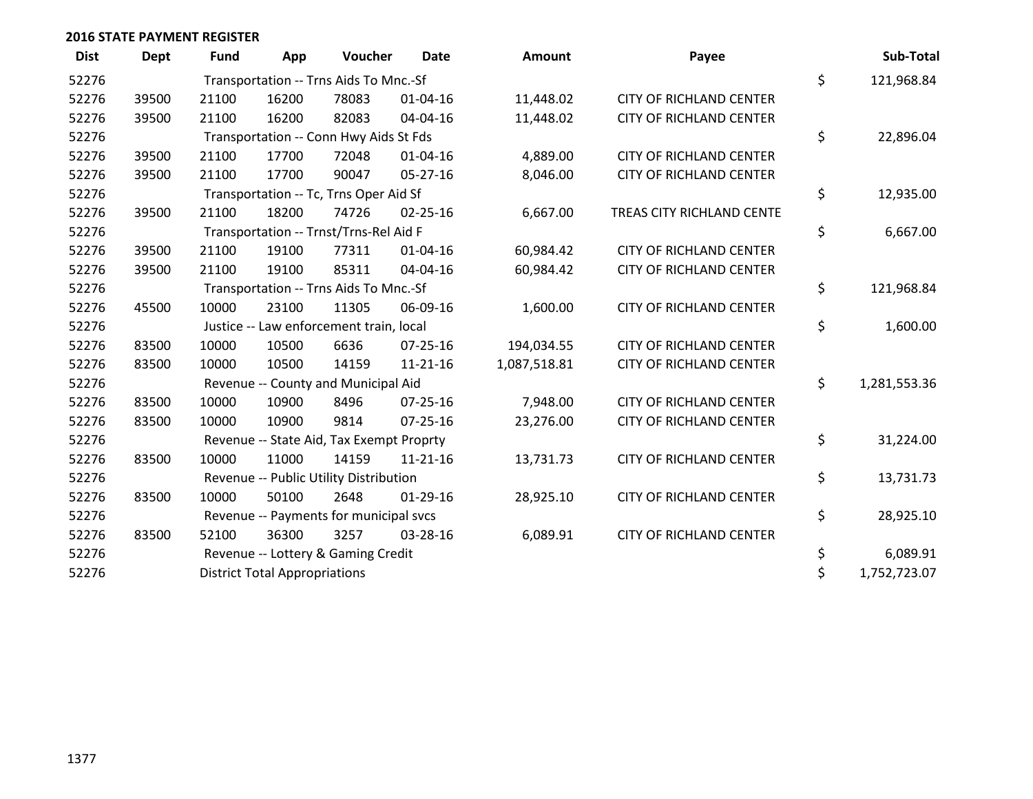**2016 STATE PAYMENT REGISTER**

| Dist | Dept | Fund | App | Voucher | Date | Amount | Payee | | Sub-Total |
|---|---|---|---|---|---|---|---|---|---|
| 52276 | | Transportation -- Trns Aids To Mnc.-Sf | | | | | | $ | 121,968.84 |
| 52276 | 39500 | 21100 | 16200 | 78083 | 01-04-16 | 11,448.02 | CITY OF RICHLAND CENTER | | |
| 52276 | 39500 | 21100 | 16200 | 82083 | 04-04-16 | 11,448.02 | CITY OF RICHLAND CENTER | | |
| 52276 | | Transportation -- Conn Hwy Aids St Fds | | | | | | $ | 22,896.04 |
| 52276 | 39500 | 21100 | 17700 | 72048 | 01-04-16 | 4,889.00 | CITY OF RICHLAND CENTER | | |
| 52276 | 39500 | 21100 | 17700 | 90047 | 05-27-16 | 8,046.00 | CITY OF RICHLAND CENTER | | |
| 52276 | | Transportation -- Tc, Trns Oper Aid Sf | | | | | | $ | 12,935.00 |
| 52276 | 39500 | 21100 | 18200 | 74726 | 02-25-16 | 6,667.00 | TREAS CITY RICHLAND CENTE | | |
| 52276 | | Transportation -- Trnst/Trns-Rel Aid F | | | | | | $ | 6,667.00 |
| 52276 | 39500 | 21100 | 19100 | 77311 | 01-04-16 | 60,984.42 | CITY OF RICHLAND CENTER | | |
| 52276 | 39500 | 21100 | 19100 | 85311 | 04-04-16 | 60,984.42 | CITY OF RICHLAND CENTER | | |
| 52276 | | Transportation -- Trns Aids To Mnc.-Sf | | | | | | $ | 121,968.84 |
| 52276 | 45500 | 10000 | 23100 | 11305 | 06-09-16 | 1,600.00 | CITY OF RICHLAND CENTER | | |
| 52276 | | Justice -- Law enforcement train, local | | | | | | $ | 1,600.00 |
| 52276 | 83500 | 10000 | 10500 | 6636 | 07-25-16 | 194,034.55 | CITY OF RICHLAND CENTER | | |
| 52276 | 83500 | 10000 | 10500 | 14159 | 11-21-16 | 1,087,518.81 | CITY OF RICHLAND CENTER | | |
| 52276 | | Revenue -- County and Municipal Aid | | | | | | $ | 1,281,553.36 |
| 52276 | 83500 | 10000 | 10900 | 8496 | 07-25-16 | 7,948.00 | CITY OF RICHLAND CENTER | | |
| 52276 | 83500 | 10000 | 10900 | 9814 | 07-25-16 | 23,276.00 | CITY OF RICHLAND CENTER | | |
| 52276 | | Revenue -- State Aid, Tax Exempt Proprty | | | | | | $ | 31,224.00 |
| 52276 | 83500 | 10000 | 11000 | 14159 | 11-21-16 | 13,731.73 | CITY OF RICHLAND CENTER | | |
| 52276 | | Revenue -- Public Utility Distribution | | | | | | $ | 13,731.73 |
| 52276 | 83500 | 10000 | 50100 | 2648 | 01-29-16 | 28,925.10 | CITY OF RICHLAND CENTER | | |
| 52276 | | Revenue -- Payments for municipal svcs | | | | | | $ | 28,925.10 |
| 52276 | 83500 | 52100 | 36300 | 3257 | 03-28-16 | 6,089.91 | CITY OF RICHLAND CENTER | | |
| 52276 | | Revenue -- Lottery & Gaming Credit | | | | | | $ | 6,089.91 |
| 52276 | | District Total Appropriations | | | | | | $ | 1,752,723.07 |